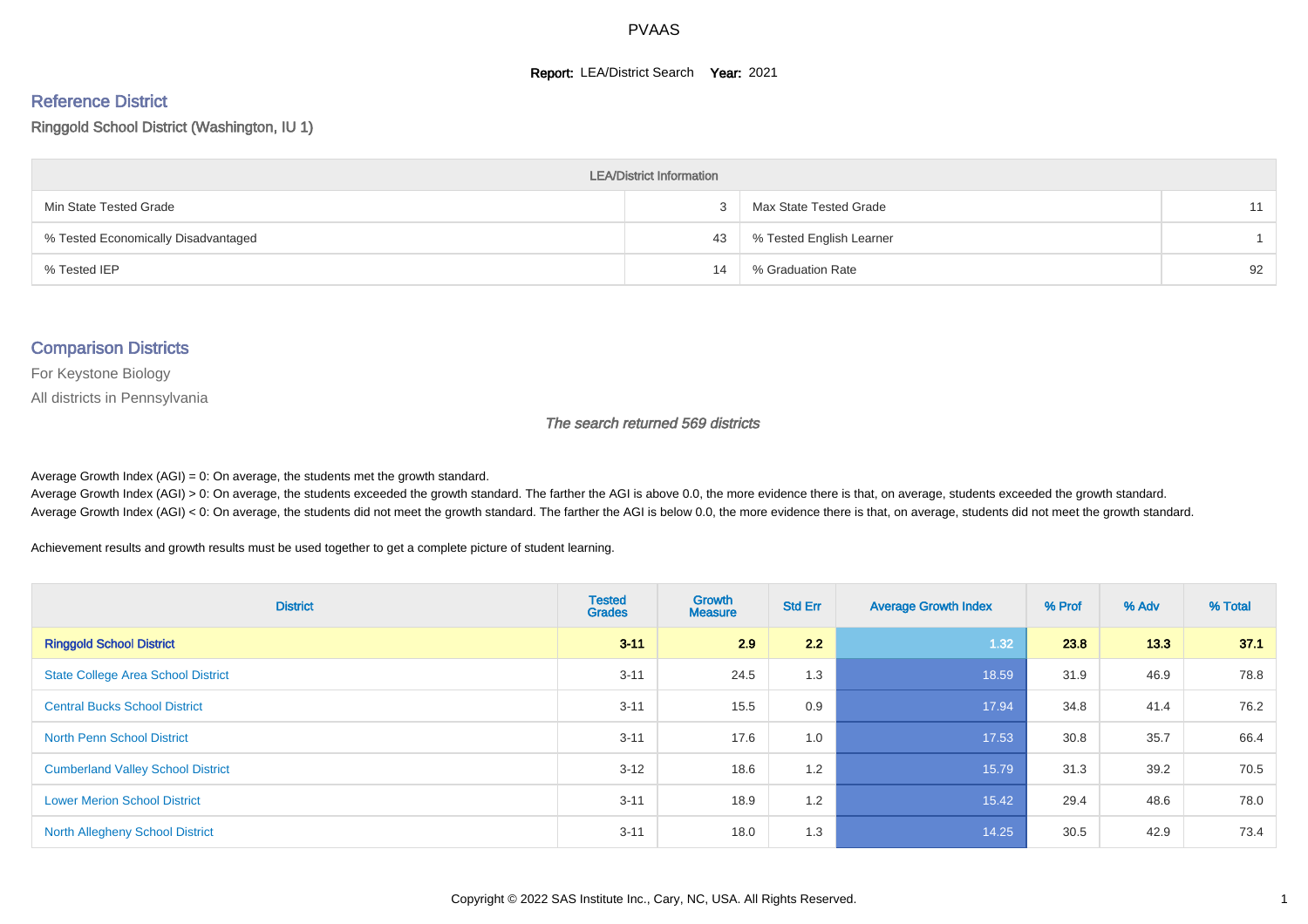# PVAAS

**Report:** LEA/District Search **Year:** 2021

## Reference District

Ringgold School District (Washington, IU 1)

| LEA/District Information | | | |
|---|---|---|---|
| Min State Tested Grade | 3 | Max State Tested Grade | 11 |
| % Tested Economically Disadvantaged | 43 | % Tested English Learner | 1 |
| % Tested IEP | 14 | % Graduation Rate | 92 |

## Comparison Districts

For Keystone Biology

All districts in Pennsylvania

*The search returned 569 districts*

Average Growth Index (AGI) = 0: On average, the students met the growth standard.

Average Growth Index (AGI) > 0: On average, the students exceeded the growth standard. The farther the AGI is above 0.0, the more evidence there is that, on average, students exceeded the growth standard.

Average Growth Index (AGI) < 0: On average, the students did not meet the growth standard. The farther the AGI is below 0.0, the more evidence there is that, on average, students did not meet the growth standard.

Achievement results and growth results must be used together to get a complete picture of student learning.

| District | Tested Grades | Growth Measure | Std Err | Average Growth Index | % Prof | % Adv | % Total |
|---|---|---|---|---|---|---|---|
| **Ringgold School District** | **3-11** | **2.9** | **2.2** | **1.32** | **23.8** | **13.3** | **37.1** |
| State College Area School District | 3-11 | 24.5 | 1.3 | 18.59 | 31.9 | 46.9 | 78.8 |
| Central Bucks School District | 3-11 | 15.5 | 0.9 | 17.94 | 34.8 | 41.4 | 76.2 |
| North Penn School District | 3-11 | 17.6 | 1.0 | 17.53 | 30.8 | 35.7 | 66.4 |
| Cumberland Valley School District | 3-12 | 18.6 | 1.2 | 15.79 | 31.3 | 39.2 | 70.5 |
| Lower Merion School District | 3-11 | 18.9 | 1.2 | 15.42 | 29.4 | 48.6 | 78.0 |
| North Allegheny School District | 3-11 | 18.0 | 1.3 | 14.25 | 30.5 | 42.9 | 73.4 |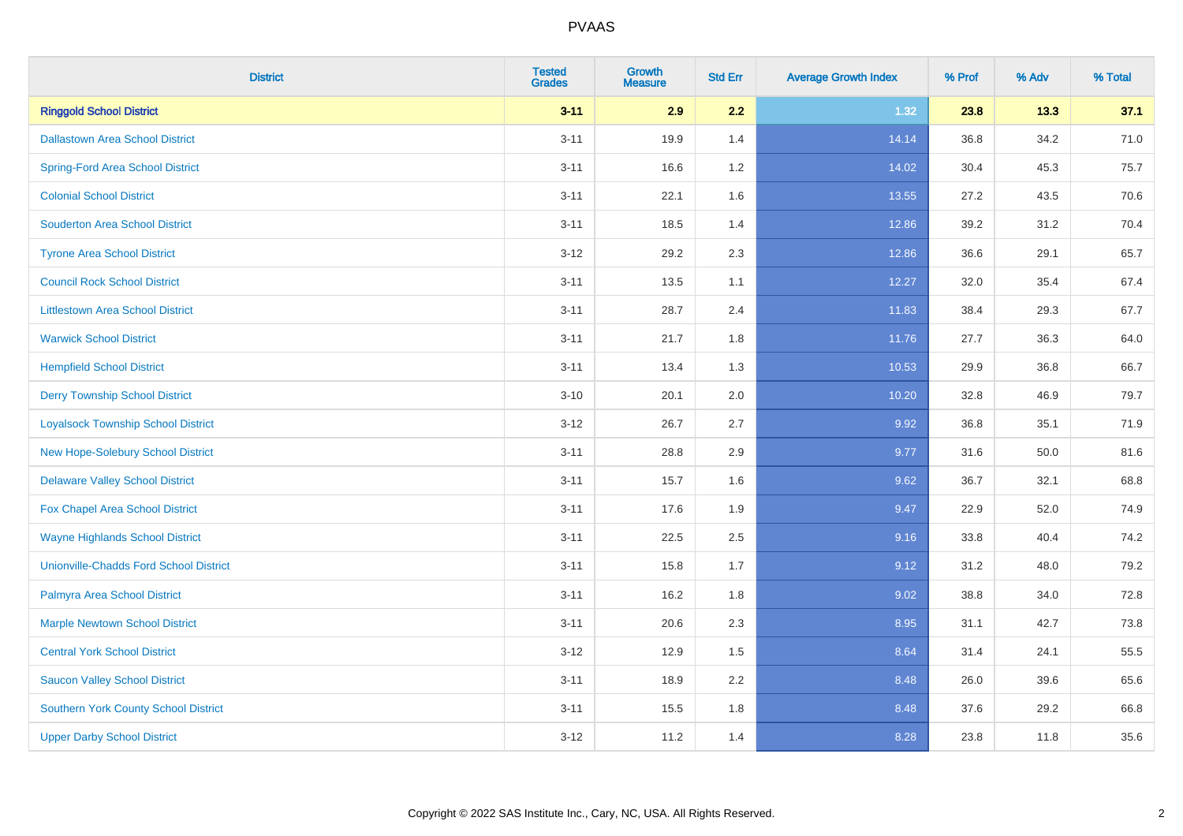| District | Tested Grades | Growth Measure | Std Err | Average Growth Index | % Prof | % Adv | % Total |
|---|---|---|---|---|---|---|---|
| **Ringgold School District** | **3-11** | **2.9** | **2.2** | **1.32** | **23.8** | **13.3** | **37.1** |
| Dallastown Area School District | 3-11 | 19.9 | 1.4 | 14.14 | 36.8 | 34.2 | 71.0 |
| Spring-Ford Area School District | 3-11 | 16.6 | 1.2 | 14.02 | 30.4 | 45.3 | 75.7 |
| Colonial School District | 3-11 | 22.1 | 1.6 | 13.55 | 27.2 | 43.5 | 70.6 |
| Souderton Area School District | 3-11 | 18.5 | 1.4 | 12.86 | 39.2 | 31.2 | 70.4 |
| Tyrone Area School District | 3-12 | 29.2 | 2.3 | 12.86 | 36.6 | 29.1 | 65.7 |
| Council Rock School District | 3-11 | 13.5 | 1.1 | 12.27 | 32.0 | 35.4 | 67.4 |
| Littlestown Area School District | 3-11 | 28.7 | 2.4 | 11.83 | 38.4 | 29.3 | 67.7 |
| Warwick School District | 3-11 | 21.7 | 1.8 | 11.76 | 27.7 | 36.3 | 64.0 |
| Hempfield School District | 3-11 | 13.4 | 1.3 | 10.53 | 29.9 | 36.8 | 66.7 |
| Derry Township School District | 3-10 | 20.1 | 2.0 | 10.20 | 32.8 | 46.9 | 79.7 |
| Loyalsock Township School District | 3-12 | 26.7 | 2.7 | 9.92 | 36.8 | 35.1 | 71.9 |
| New Hope-Solebury School District | 3-11 | 28.8 | 2.9 | 9.77 | 31.6 | 50.0 | 81.6 |
| Delaware Valley School District | 3-11 | 15.7 | 1.6 | 9.62 | 36.7 | 32.1 | 68.8 |
| Fox Chapel Area School District | 3-11 | 17.6 | 1.9 | 9.47 | 22.9 | 52.0 | 74.9 |
| Wayne Highlands School District | 3-11 | 22.5 | 2.5 | 9.16 | 33.8 | 40.4 | 74.2 |
| Unionville-Chadds Ford School District | 3-11 | 15.8 | 1.7 | 9.12 | 31.2 | 48.0 | 79.2 |
| Palmyra Area School District | 3-11 | 16.2 | 1.8 | 9.02 | 38.8 | 34.0 | 72.8 |
| Marple Newtown School District | 3-11 | 20.6 | 2.3 | 8.95 | 31.1 | 42.7 | 73.8 |
| Central York School District | 3-12 | 12.9 | 1.5 | 8.64 | 31.4 | 24.1 | 55.5 |
| Saucon Valley School District | 3-11 | 18.9 | 2.2 | 8.48 | 26.0 | 39.6 | 65.6 |
| Southern York County School District | 3-11 | 15.5 | 1.8 | 8.48 | 37.6 | 29.2 | 66.8 |
| Upper Darby School District | 3-12 | 11.2 | 1.4 | 8.28 | 23.8 | 11.8 | 35.6 |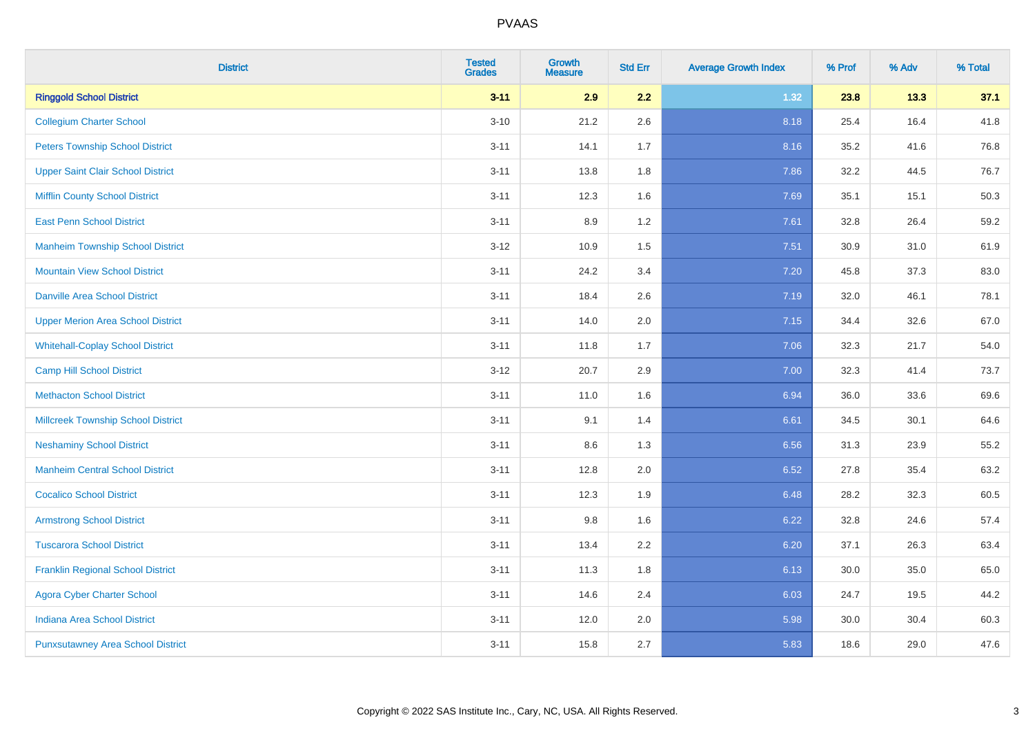# PVAAS

| District | Tested Grades | Growth Measure | Std Err | Average Growth Index | % Prof | % Adv | % Total |
|---|---|---|---|---|---|---|---|
| **Ringgold School District** | **3-11** | **2.9** | **2.2** | **1.32** | **23.8** | **13.3** | **37.1** |
| Collegium Charter School | 3-10 | 21.2 | 2.6 | 8.18 | 25.4 | 16.4 | 41.8 |
| Peters Township School District | 3-11 | 14.1 | 1.7 | 8.16 | 35.2 | 41.6 | 76.8 |
| Upper Saint Clair School District | 3-11 | 13.8 | 1.8 | 7.86 | 32.2 | 44.5 | 76.7 |
| Mifflin County School District | 3-11 | 12.3 | 1.6 | 7.69 | 35.1 | 15.1 | 50.3 |
| East Penn School District | 3-11 | 8.9 | 1.2 | 7.61 | 32.8 | 26.4 | 59.2 |
| Manheim Township School District | 3-12 | 10.9 | 1.5 | 7.51 | 30.9 | 31.0 | 61.9 |
| Mountain View School District | 3-11 | 24.2 | 3.4 | 7.20 | 45.8 | 37.3 | 83.0 |
| Danville Area School District | 3-11 | 18.4 | 2.6 | 7.19 | 32.0 | 46.1 | 78.1 |
| Upper Merion Area School District | 3-11 | 14.0 | 2.0 | 7.15 | 34.4 | 32.6 | 67.0 |
| Whitehall-Coplay School District | 3-11 | 11.8 | 1.7 | 7.06 | 32.3 | 21.7 | 54.0 |
| Camp Hill School District | 3-12 | 20.7 | 2.9 | 7.00 | 32.3 | 41.4 | 73.7 |
| Methacton School District | 3-11 | 11.0 | 1.6 | 6.94 | 36.0 | 33.6 | 69.6 |
| Millcreek Township School District | 3-11 | 9.1 | 1.4 | 6.61 | 34.5 | 30.1 | 64.6 |
| Neshaminy School District | 3-11 | 8.6 | 1.3 | 6.56 | 31.3 | 23.9 | 55.2 |
| Manheim Central School District | 3-11 | 12.8 | 2.0 | 6.52 | 27.8 | 35.4 | 63.2 |
| Cocalico School District | 3-11 | 12.3 | 1.9 | 6.48 | 28.2 | 32.3 | 60.5 |
| Armstrong School District | 3-11 | 9.8 | 1.6 | 6.22 | 32.8 | 24.6 | 57.4 |
| Tuscarora School District | 3-11 | 13.4 | 2.2 | 6.20 | 37.1 | 26.3 | 63.4 |
| Franklin Regional School District | 3-11 | 11.3 | 1.8 | 6.13 | 30.0 | 35.0 | 65.0 |
| Agora Cyber Charter School | 3-11 | 14.6 | 2.4 | 6.03 | 24.7 | 19.5 | 44.2 |
| Indiana Area School District | 3-11 | 12.0 | 2.0 | 5.98 | 30.0 | 30.4 | 60.3 |
| Punxsutawney Area School District | 3-11 | 15.8 | 2.7 | 5.83 | 18.6 | 29.0 | 47.6 |

Copyright © 2022 SAS Institute Inc., Cary, NC, USA. All Rights Reserved.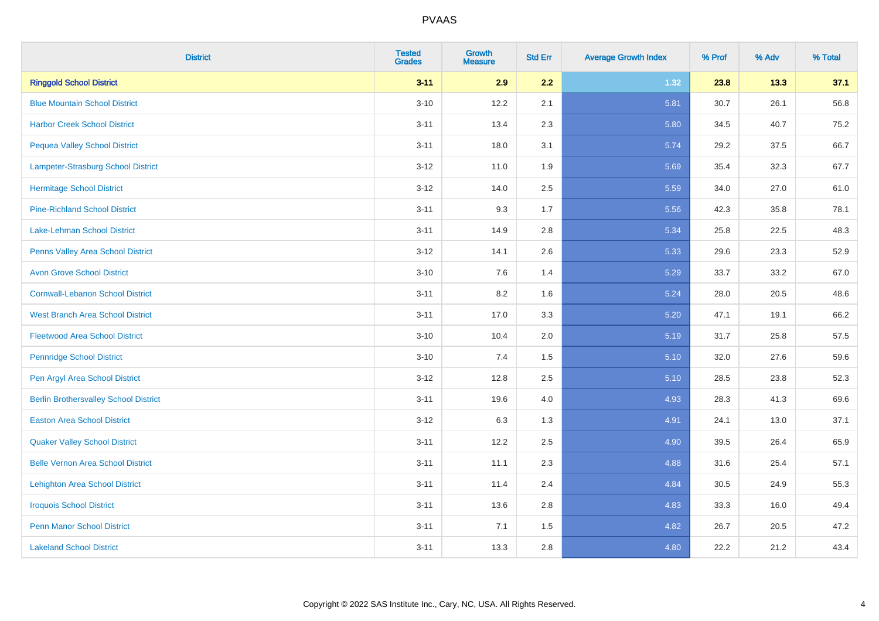| District | Tested Grades | Growth Measure | Std Err | Average Growth Index | % Prof | % Adv | % Total |
|---|---|---|---|---|---|---|---|
| **Ringgold School District** | **3-11** | **2.9** | **2.2** | **1.32** | **23.8** | **13.3** | **37.1** |
| Blue Mountain School District | 3-10 | 12.2 | 2.1 | 5.81 | 30.7 | 26.1 | 56.8 |
| Harbor Creek School District | 3-11 | 13.4 | 2.3 | 5.80 | 34.5 | 40.7 | 75.2 |
| Pequea Valley School District | 3-11 | 18.0 | 3.1 | 5.74 | 29.2 | 37.5 | 66.7 |
| Lampeter-Strasburg School District | 3-12 | 11.0 | 1.9 | 5.69 | 35.4 | 32.3 | 67.7 |
| Hermitage School District | 3-12 | 14.0 | 2.5 | 5.59 | 34.0 | 27.0 | 61.0 |
| Pine-Richland School District | 3-11 | 9.3 | 1.7 | 5.56 | 42.3 | 35.8 | 78.1 |
| Lake-Lehman School District | 3-11 | 14.9 | 2.8 | 5.34 | 25.8 | 22.5 | 48.3 |
| Penns Valley Area School District | 3-12 | 14.1 | 2.6 | 5.33 | 29.6 | 23.3 | 52.9 |
| Avon Grove School District | 3-10 | 7.6 | 1.4 | 5.29 | 33.7 | 33.2 | 67.0 |
| Cornwall-Lebanon School District | 3-11 | 8.2 | 1.6 | 5.24 | 28.0 | 20.5 | 48.6 |
| West Branch Area School District | 3-11 | 17.0 | 3.3 | 5.20 | 47.1 | 19.1 | 66.2 |
| Fleetwood Area School District | 3-10 | 10.4 | 2.0 | 5.19 | 31.7 | 25.8 | 57.5 |
| Pennridge School District | 3-10 | 7.4 | 1.5 | 5.10 | 32.0 | 27.6 | 59.6 |
| Pen Argyl Area School District | 3-12 | 12.8 | 2.5 | 5.10 | 28.5 | 23.8 | 52.3 |
| Berlin Brothersvalley School District | 3-11 | 19.6 | 4.0 | 4.93 | 28.3 | 41.3 | 69.6 |
| Easton Area School District | 3-12 | 6.3 | 1.3 | 4.91 | 24.1 | 13.0 | 37.1 |
| Quaker Valley School District | 3-11 | 12.2 | 2.5 | 4.90 | 39.5 | 26.4 | 65.9 |
| Belle Vernon Area School District | 3-11 | 11.1 | 2.3 | 4.88 | 31.6 | 25.4 | 57.1 |
| Lehighton Area School District | 3-11 | 11.4 | 2.4 | 4.84 | 30.5 | 24.9 | 55.3 |
| Iroquois School District | 3-11 | 13.6 | 2.8 | 4.83 | 33.3 | 16.0 | 49.4 |
| Penn Manor School District | 3-11 | 7.1 | 1.5 | 4.82 | 26.7 | 20.5 | 47.2 |
| Lakeland School District | 3-11 | 13.3 | 2.8 | 4.80 | 22.2 | 21.2 | 43.4 |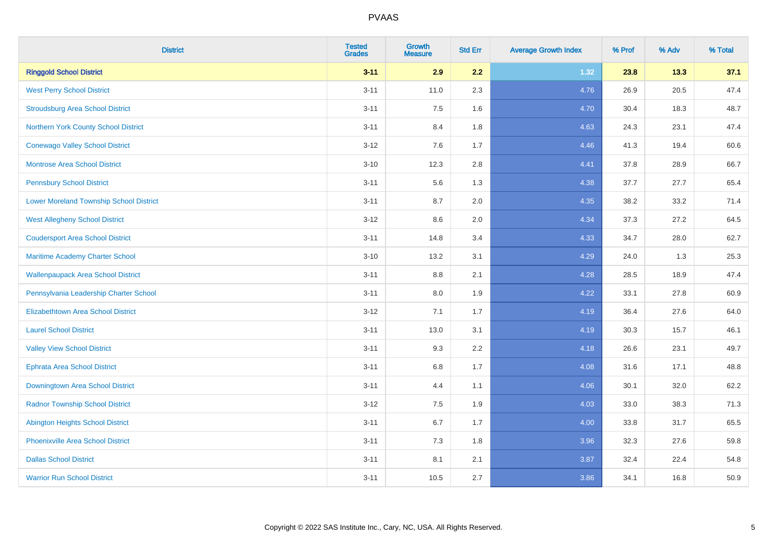# PVAAS

| District | Tested Grades | Growth Measure | Std Err | Average Growth Index | % Prof | % Adv | % Total |
|---|---|---|---|---|---|---|---|
| **Ringgold School District** | **3-11** | **2.9** | **2.2** | **1.32** | **23.8** | **13.3** | **37.1** |
| West Perry School District | 3-11 | 11.0 | 2.3 | 4.76 | 26.9 | 20.5 | 47.4 |
| Stroudsburg Area School District | 3-11 | 7.5 | 1.6 | 4.70 | 30.4 | 18.3 | 48.7 |
| Northern York County School District | 3-11 | 8.4 | 1.8 | 4.63 | 24.3 | 23.1 | 47.4 |
| Conewago Valley School District | 3-12 | 7.6 | 1.7 | 4.46 | 41.3 | 19.4 | 60.6 |
| Montrose Area School District | 3-10 | 12.3 | 2.8 | 4.41 | 37.8 | 28.9 | 66.7 |
| Pennsbury School District | 3-11 | 5.6 | 1.3 | 4.38 | 37.7 | 27.7 | 65.4 |
| Lower Moreland Township School District | 3-11 | 8.7 | 2.0 | 4.35 | 38.2 | 33.2 | 71.4 |
| West Allegheny School District | 3-12 | 8.6 | 2.0 | 4.34 | 37.3 | 27.2 | 64.5 |
| Coudersport Area School District | 3-11 | 14.8 | 3.4 | 4.33 | 34.7 | 28.0 | 62.7 |
| Maritime Academy Charter School | 3-10 | 13.2 | 3.1 | 4.29 | 24.0 | 1.3 | 25.3 |
| Wallenpaupack Area School District | 3-11 | 8.8 | 2.1 | 4.28 | 28.5 | 18.9 | 47.4 |
| Pennsylvania Leadership Charter School | 3-11 | 8.0 | 1.9 | 4.22 | 33.1 | 27.8 | 60.9 |
| Elizabethtown Area School District | 3-12 | 7.1 | 1.7 | 4.19 | 36.4 | 27.6 | 64.0 |
| Laurel School District | 3-11 | 13.0 | 3.1 | 4.19 | 30.3 | 15.7 | 46.1 |
| Valley View School District | 3-11 | 9.3 | 2.2 | 4.18 | 26.6 | 23.1 | 49.7 |
| Ephrata Area School District | 3-11 | 6.8 | 1.7 | 4.08 | 31.6 | 17.1 | 48.8 |
| Downingtown Area School District | 3-11 | 4.4 | 1.1 | 4.06 | 30.1 | 32.0 | 62.2 |
| Radnor Township School District | 3-12 | 7.5 | 1.9 | 4.03 | 33.0 | 38.3 | 71.3 |
| Abington Heights School District | 3-11 | 6.7 | 1.7 | 4.00 | 33.8 | 31.7 | 65.5 |
| Phoenixville Area School District | 3-11 | 7.3 | 1.8 | 3.96 | 32.3 | 27.6 | 59.8 |
| Dallas School District | 3-11 | 8.1 | 2.1 | 3.87 | 32.4 | 22.4 | 54.8 |
| Warrior Run School District | 3-11 | 10.5 | 2.7 | 3.86 | 34.1 | 16.8 | 50.9 |

Copyright © 2022 SAS Institute Inc., Cary, NC, USA. All Rights Reserved.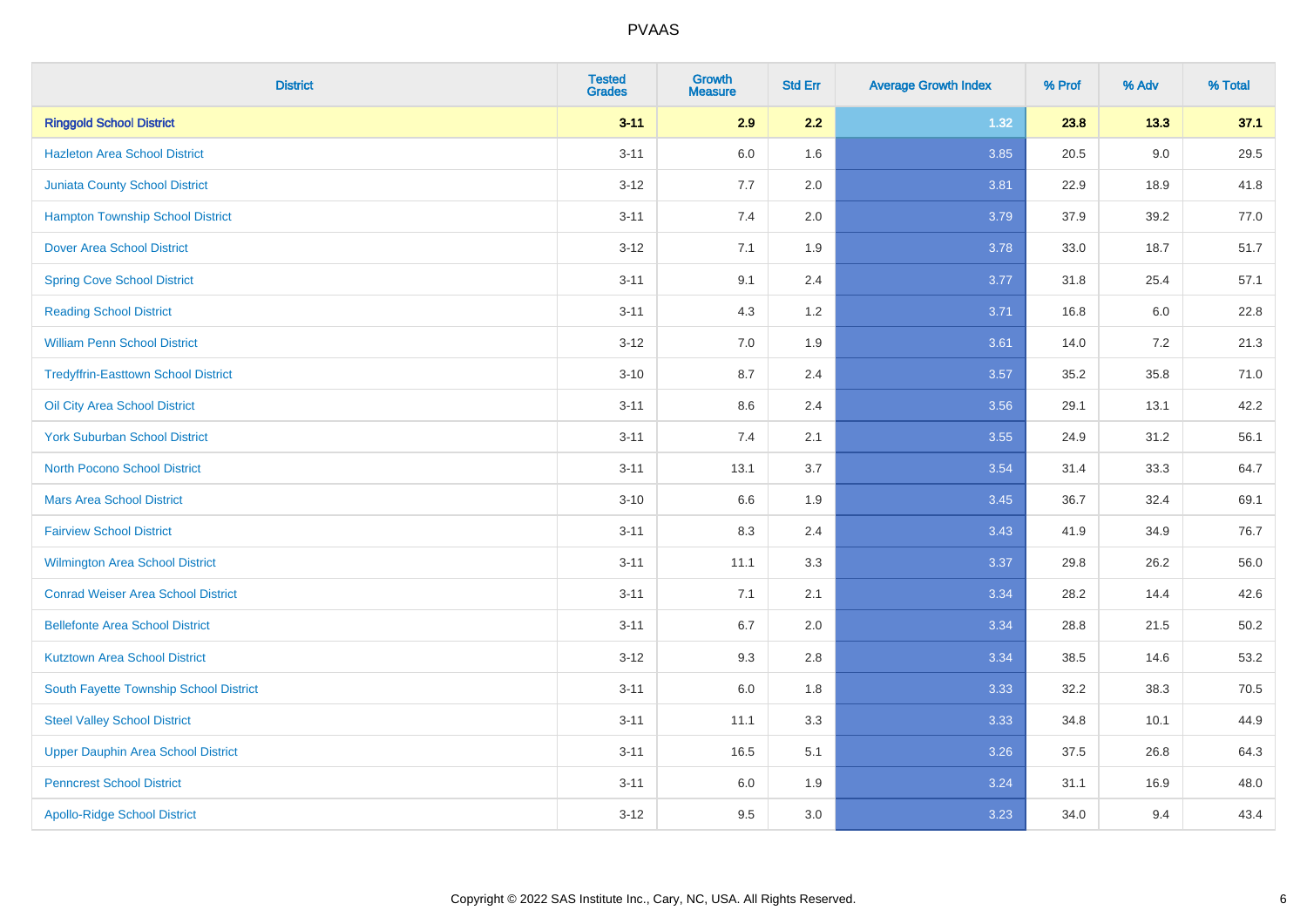| District | Tested Grades | Growth Measure | Std Err | Average Growth Index | % Prof | % Adv | % Total |
|---|---|---|---|---|---|---|---|
| **Ringgold School District** | **3-11** | **2.9** | **2.2** | **1.32** | **23.8** | **13.3** | **37.1** |
| Hazleton Area School District | 3-11 | 6.0 | 1.6 | 3.85 | 20.5 | 9.0 | 29.5 |
| Juniata County School District | 3-12 | 7.7 | 2.0 | 3.81 | 22.9 | 18.9 | 41.8 |
| Hampton Township School District | 3-11 | 7.4 | 2.0 | 3.79 | 37.9 | 39.2 | 77.0 |
| Dover Area School District | 3-12 | 7.1 | 1.9 | 3.78 | 33.0 | 18.7 | 51.7 |
| Spring Cove School District | 3-11 | 9.1 | 2.4 | 3.77 | 31.8 | 25.4 | 57.1 |
| Reading School District | 3-11 | 4.3 | 1.2 | 3.71 | 16.8 | 6.0 | 22.8 |
| William Penn School District | 3-12 | 7.0 | 1.9 | 3.61 | 14.0 | 7.2 | 21.3 |
| Tredyffrin-Easttown School District | 3-10 | 8.7 | 2.4 | 3.57 | 35.2 | 35.8 | 71.0 |
| Oil City Area School District | 3-11 | 8.6 | 2.4 | 3.56 | 29.1 | 13.1 | 42.2 |
| York Suburban School District | 3-11 | 7.4 | 2.1 | 3.55 | 24.9 | 31.2 | 56.1 |
| North Pocono School District | 3-11 | 13.1 | 3.7 | 3.54 | 31.4 | 33.3 | 64.7 |
| Mars Area School District | 3-10 | 6.6 | 1.9 | 3.45 | 36.7 | 32.4 | 69.1 |
| Fairview School District | 3-11 | 8.3 | 2.4 | 3.43 | 41.9 | 34.9 | 76.7 |
| Wilmington Area School District | 3-11 | 11.1 | 3.3 | 3.37 | 29.8 | 26.2 | 56.0 |
| Conrad Weiser Area School District | 3-11 | 7.1 | 2.1 | 3.34 | 28.2 | 14.4 | 42.6 |
| Bellefonte Area School District | 3-11 | 6.7 | 2.0 | 3.34 | 28.8 | 21.5 | 50.2 |
| Kutztown Area School District | 3-12 | 9.3 | 2.8 | 3.34 | 38.5 | 14.6 | 53.2 |
| South Fayette Township School District | 3-11 | 6.0 | 1.8 | 3.33 | 32.2 | 38.3 | 70.5 |
| Steel Valley School District | 3-11 | 11.1 | 3.3 | 3.33 | 34.8 | 10.1 | 44.9 |
| Upper Dauphin Area School District | 3-11 | 16.5 | 5.1 | 3.26 | 37.5 | 26.8 | 64.3 |
| Penncrest School District | 3-11 | 6.0 | 1.9 | 3.24 | 31.1 | 16.9 | 48.0 |
| Apollo-Ridge School District | 3-12 | 9.5 | 3.0 | 3.23 | 34.0 | 9.4 | 43.4 |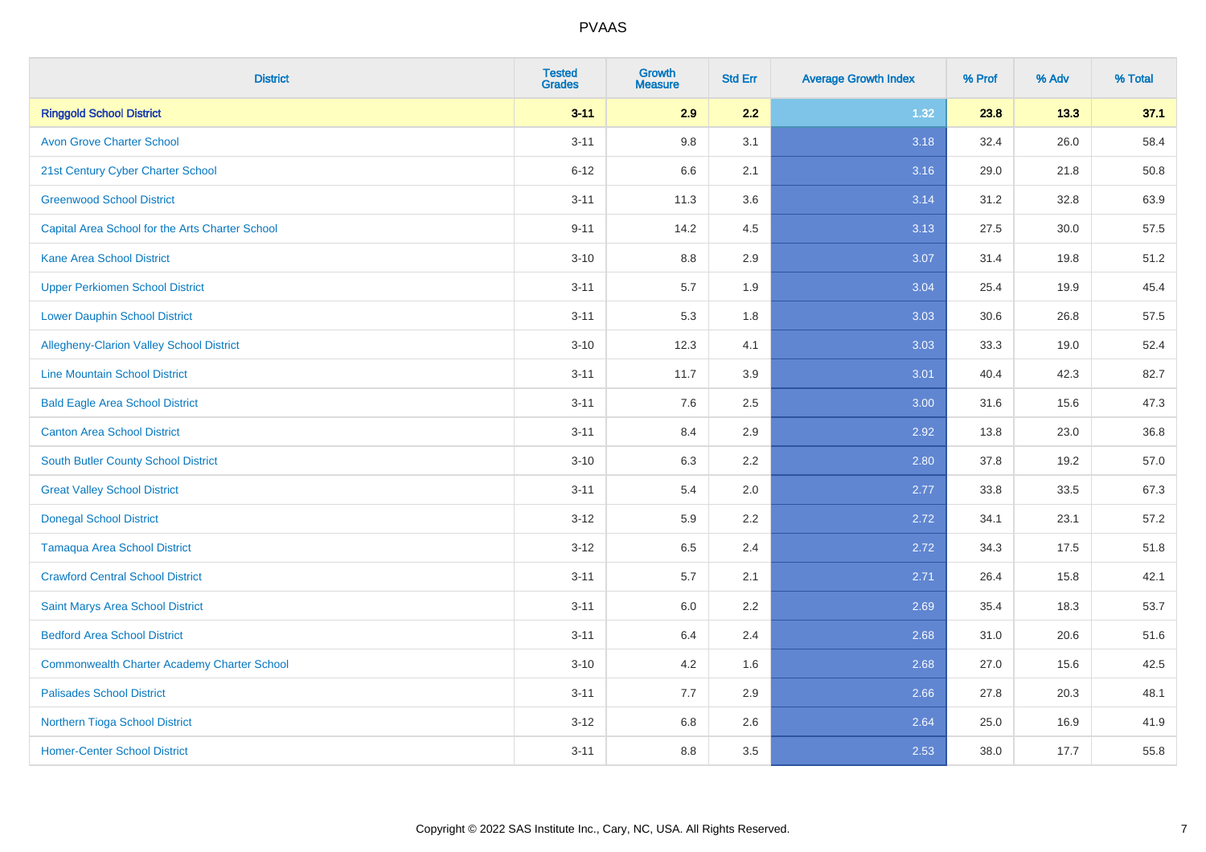PVAAS

| District | Tested Grades | Growth Measure | Std Err | Average Growth Index | % Prof | % Adv | % Total |
|---|---|---|---|---|---|---|---|
| **Ringgold School District** | **3-11** | **2.9** | **2.2** | **1.32** | **23.8** | **13.3** | **37.1** |
| Avon Grove Charter School | 3-11 | 9.8 | 3.1 | 3.18 | 32.4 | 26.0 | 58.4 |
| 21st Century Cyber Charter School | 6-12 | 6.6 | 2.1 | 3.16 | 29.0 | 21.8 | 50.8 |
| Greenwood School District | 3-11 | 11.3 | 3.6 | 3.14 | 31.2 | 32.8 | 63.9 |
| Capital Area School for the Arts Charter School | 9-11 | 14.2 | 4.5 | 3.13 | 27.5 | 30.0 | 57.5 |
| Kane Area School District | 3-10 | 8.8 | 2.9 | 3.07 | 31.4 | 19.8 | 51.2 |
| Upper Perkiomen School District | 3-11 | 5.7 | 1.9 | 3.04 | 25.4 | 19.9 | 45.4 |
| Lower Dauphin School District | 3-11 | 5.3 | 1.8 | 3.03 | 30.6 | 26.8 | 57.5 |
| Allegheny-Clarion Valley School District | 3-10 | 12.3 | 4.1 | 3.03 | 33.3 | 19.0 | 52.4 |
| Line Mountain School District | 3-11 | 11.7 | 3.9 | 3.01 | 40.4 | 42.3 | 82.7 |
| Bald Eagle Area School District | 3-11 | 7.6 | 2.5 | 3.00 | 31.6 | 15.6 | 47.3 |
| Canton Area School District | 3-11 | 8.4 | 2.9 | 2.92 | 13.8 | 23.0 | 36.8 |
| South Butler County School District | 3-10 | 6.3 | 2.2 | 2.80 | 37.8 | 19.2 | 57.0 |
| Great Valley School District | 3-11 | 5.4 | 2.0 | 2.77 | 33.8 | 33.5 | 67.3 |
| Donegal School District | 3-12 | 5.9 | 2.2 | 2.72 | 34.1 | 23.1 | 57.2 |
| Tamaqua Area School District | 3-12 | 6.5 | 2.4 | 2.72 | 34.3 | 17.5 | 51.8 |
| Crawford Central School District | 3-11 | 5.7 | 2.1 | 2.71 | 26.4 | 15.8 | 42.1 |
| Saint Marys Area School District | 3-11 | 6.0 | 2.2 | 2.69 | 35.4 | 18.3 | 53.7 |
| Bedford Area School District | 3-11 | 6.4 | 2.4 | 2.68 | 31.0 | 20.6 | 51.6 |
| Commonwealth Charter Academy Charter School | 3-10 | 4.2 | 1.6 | 2.68 | 27.0 | 15.6 | 42.5 |
| Palisades School District | 3-11 | 7.7 | 2.9 | 2.66 | 27.8 | 20.3 | 48.1 |
| Northern Tioga School District | 3-12 | 6.8 | 2.6 | 2.64 | 25.0 | 16.9 | 41.9 |
| Homer-Center School District | 3-11 | 8.8 | 3.5 | 2.53 | 38.0 | 17.7 | 55.8 |

Copyright © 2022 SAS Institute Inc., Cary, NC, USA. All Rights Reserved.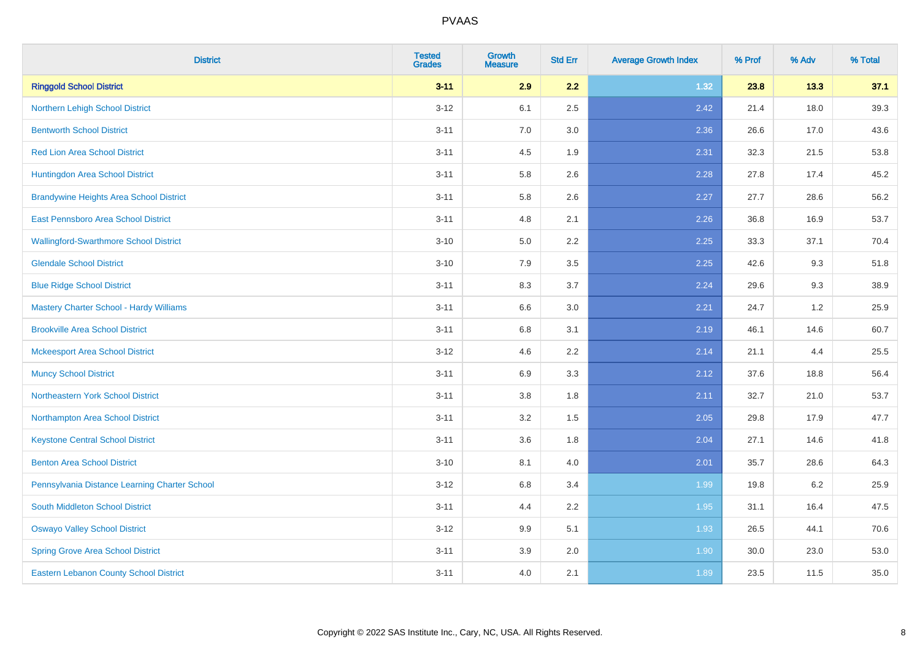# PVAAS

| District | Tested Grades | Growth Measure | Std Err | Average Growth Index | % Prof | % Adv | % Total |
|---|---|---|---|---|---|---|---|
| **Ringgold School District** | **3-11** | **2.9** | **2.2** | **1.32** | **23.8** | **13.3** | **37.1** |
| Northern Lehigh School District | 3-12 | 6.1 | 2.5 | 2.42 | 21.4 | 18.0 | 39.3 |
| Bentworth School District | 3-11 | 7.0 | 3.0 | 2.36 | 26.6 | 17.0 | 43.6 |
| Red Lion Area School District | 3-11 | 4.5 | 1.9 | 2.31 | 32.3 | 21.5 | 53.8 |
| Huntingdon Area School District | 3-11 | 5.8 | 2.6 | 2.28 | 27.8 | 17.4 | 45.2 |
| Brandywine Heights Area School District | 3-11 | 5.8 | 2.6 | 2.27 | 27.7 | 28.6 | 56.2 |
| East Pennsboro Area School District | 3-11 | 4.8 | 2.1 | 2.26 | 36.8 | 16.9 | 53.7 |
| Wallingford-Swarthmore School District | 3-10 | 5.0 | 2.2 | 2.25 | 33.3 | 37.1 | 70.4 |
| Glendale School District | 3-10 | 7.9 | 3.5 | 2.25 | 42.6 | 9.3 | 51.8 |
| Blue Ridge School District | 3-11 | 8.3 | 3.7 | 2.24 | 29.6 | 9.3 | 38.9 |
| Mastery Charter School - Hardy Williams | 3-11 | 6.6 | 3.0 | 2.21 | 24.7 | 1.2 | 25.9 |
| Brookville Area School District | 3-11 | 6.8 | 3.1 | 2.19 | 46.1 | 14.6 | 60.7 |
| Mckeesport Area School District | 3-12 | 4.6 | 2.2 | 2.14 | 21.1 | 4.4 | 25.5 |
| Muncy School District | 3-11 | 6.9 | 3.3 | 2.12 | 37.6 | 18.8 | 56.4 |
| Northeastern York School District | 3-11 | 3.8 | 1.8 | 2.11 | 32.7 | 21.0 | 53.7 |
| Northampton Area School District | 3-11 | 3.2 | 1.5 | 2.05 | 29.8 | 17.9 | 47.7 |
| Keystone Central School District | 3-11 | 3.6 | 1.8 | 2.04 | 27.1 | 14.6 | 41.8 |
| Benton Area School District | 3-10 | 8.1 | 4.0 | 2.01 | 35.7 | 28.6 | 64.3 |
| Pennsylvania Distance Learning Charter School | 3-12 | 6.8 | 3.4 | 1.99 | 19.8 | 6.2 | 25.9 |
| South Middleton School District | 3-11 | 4.4 | 2.2 | 1.95 | 31.1 | 16.4 | 47.5 |
| Oswayo Valley School District | 3-12 | 9.9 | 5.1 | 1.93 | 26.5 | 44.1 | 70.6 |
| Spring Grove Area School District | 3-11 | 3.9 | 2.0 | 1.90 | 30.0 | 23.0 | 53.0 |
| Eastern Lebanon County School District | 3-11 | 4.0 | 2.1 | 1.89 | 23.5 | 11.5 | 35.0 |

Copyright © 2022 SAS Institute Inc., Cary, NC, USA. All Rights Reserved.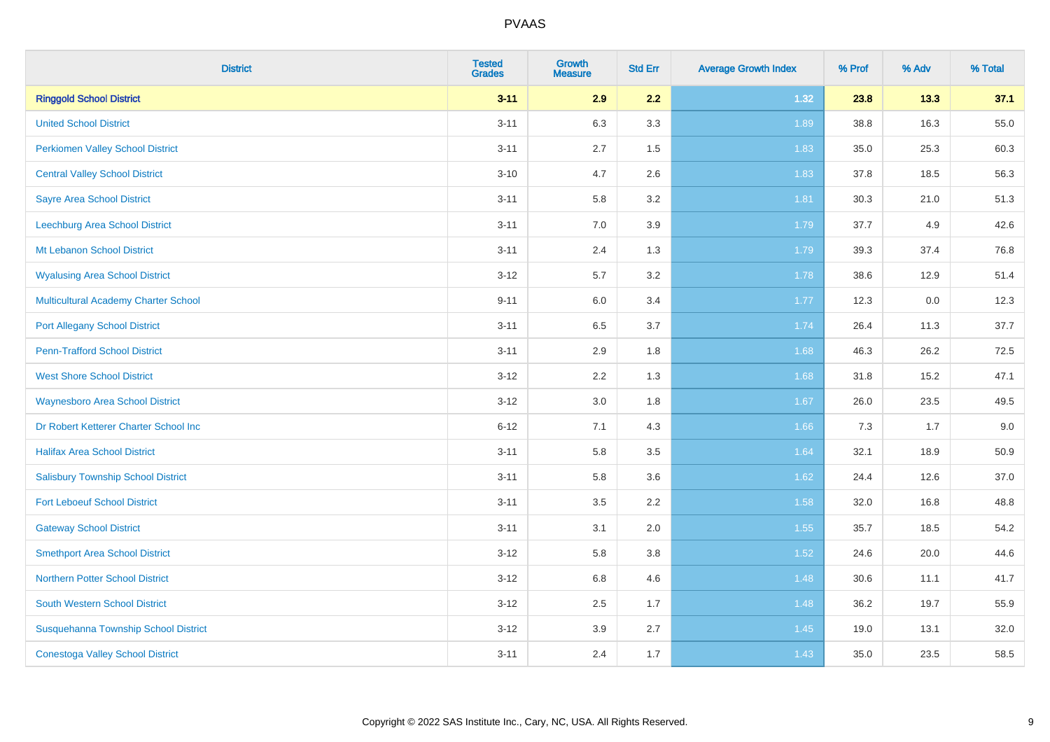| District | Tested Grades | Growth Measure | Std Err | Average Growth Index | % Prof | % Adv | % Total |
|---|---|---|---|---|---|---|---|
| **Ringgold School District** | **3-11** | **2.9** | **2.2** | **1.32** | **23.8** | **13.3** | **37.1** |
| United School District | 3-11 | 6.3 | 3.3 | 1.89 | 38.8 | 16.3 | 55.0 |
| Perkiomen Valley School District | 3-11 | 2.7 | 1.5 | 1.83 | 35.0 | 25.3 | 60.3 |
| Central Valley School District | 3-10 | 4.7 | 2.6 | 1.83 | 37.8 | 18.5 | 56.3 |
| Sayre Area School District | 3-11 | 5.8 | 3.2 | 1.81 | 30.3 | 21.0 | 51.3 |
| Leechburg Area School District | 3-11 | 7.0 | 3.9 | 1.79 | 37.7 | 4.9 | 42.6 |
| Mt Lebanon School District | 3-11 | 2.4 | 1.3 | 1.79 | 39.3 | 37.4 | 76.8 |
| Wyalusing Area School District | 3-12 | 5.7 | 3.2 | 1.78 | 38.6 | 12.9 | 51.4 |
| Multicultural Academy Charter School | 9-11 | 6.0 | 3.4 | 1.77 | 12.3 | 0.0 | 12.3 |
| Port Allegany School District | 3-11 | 6.5 | 3.7 | 1.74 | 26.4 | 11.3 | 37.7 |
| Penn-Trafford School District | 3-11 | 2.9 | 1.8 | 1.68 | 46.3 | 26.2 | 72.5 |
| West Shore School District | 3-12 | 2.2 | 1.3 | 1.68 | 31.8 | 15.2 | 47.1 |
| Waynesboro Area School District | 3-12 | 3.0 | 1.8 | 1.67 | 26.0 | 23.5 | 49.5 |
| Dr Robert Ketterer Charter School Inc | 6-12 | 7.1 | 4.3 | 1.66 | 7.3 | 1.7 | 9.0 |
| Halifax Area School District | 3-11 | 5.8 | 3.5 | 1.64 | 32.1 | 18.9 | 50.9 |
| Salisbury Township School District | 3-11 | 5.8 | 3.6 | 1.62 | 24.4 | 12.6 | 37.0 |
| Fort Leboeuf School District | 3-11 | 3.5 | 2.2 | 1.58 | 32.0 | 16.8 | 48.8 |
| Gateway School District | 3-11 | 3.1 | 2.0 | 1.55 | 35.7 | 18.5 | 54.2 |
| Smethport Area School District | 3-12 | 5.8 | 3.8 | 1.52 | 24.6 | 20.0 | 44.6 |
| Northern Potter School District | 3-12 | 6.8 | 4.6 | 1.48 | 30.6 | 11.1 | 41.7 |
| South Western School District | 3-12 | 2.5 | 1.7 | 1.48 | 36.2 | 19.7 | 55.9 |
| Susquehanna Township School District | 3-12 | 3.9 | 2.7 | 1.45 | 19.0 | 13.1 | 32.0 |
| Conestoga Valley School District | 3-11 | 2.4 | 1.7 | 1.43 | 35.0 | 23.5 | 58.5 |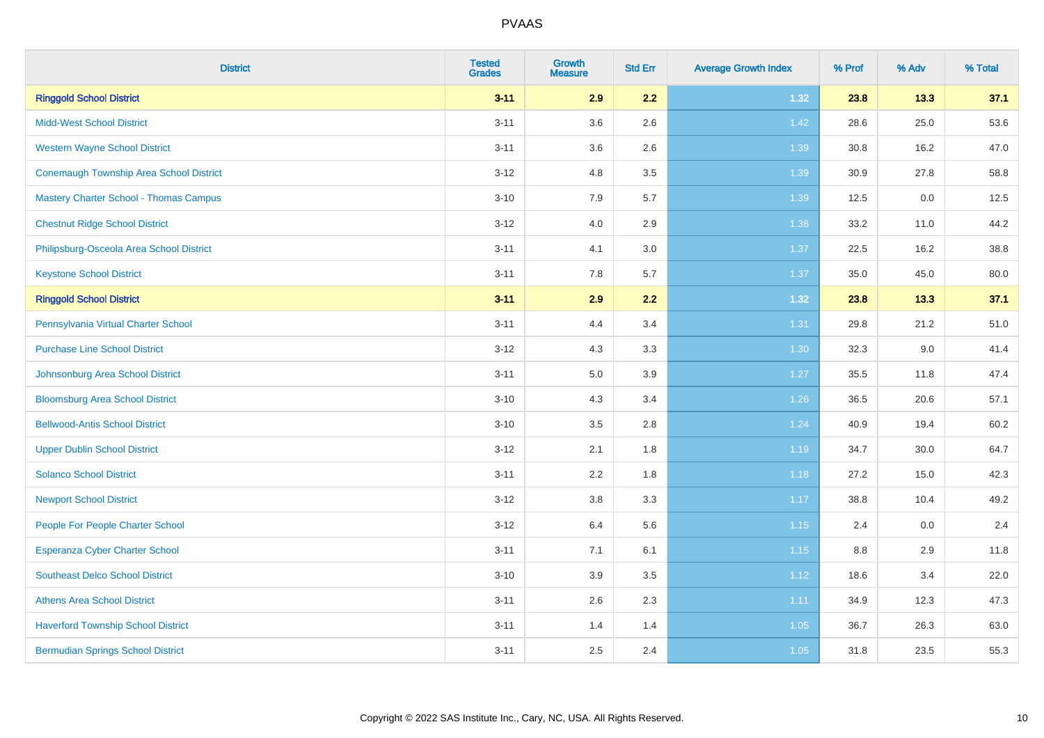| District | Tested Grades | Growth Measure | Std Err | Average Growth Index | % Prof | % Adv | % Total |
|---|---|---|---|---|---|---|---|
| **Ringgold School District** | **3-11** | **2.9** | **2.2** | **1.32** | **23.8** | **13.3** | **37.1** |
| Midd-West School District | 3-11 | 3.6 | 2.6 | 1.42 | 28.6 | 25.0 | 53.6 |
| Western Wayne School District | 3-11 | 3.6 | 2.6 | 1.39 | 30.8 | 16.2 | 47.0 |
| Conemaugh Township Area School District | 3-12 | 4.8 | 3.5 | 1.39 | 30.9 | 27.8 | 58.8 |
| Mastery Charter School - Thomas Campus | 3-10 | 7.9 | 5.7 | 1.39 | 12.5 | 0.0 | 12.5 |
| Chestnut Ridge School District | 3-12 | 4.0 | 2.9 | 1.38 | 33.2 | 11.0 | 44.2 |
| Philipsburg-Osceola Area School District | 3-11 | 4.1 | 3.0 | 1.37 | 22.5 | 16.2 | 38.8 |
| Keystone School District | 3-11 | 7.8 | 5.7 | 1.37 | 35.0 | 45.0 | 80.0 |
| **Ringgold School District** | **3-11** | **2.9** | **2.2** | **1.32** | **23.8** | **13.3** | **37.1** |
| Pennsylvania Virtual Charter School | 3-11 | 4.4 | 3.4 | 1.31 | 29.8 | 21.2 | 51.0 |
| Purchase Line School District | 3-12 | 4.3 | 3.3 | 1.30 | 32.3 | 9.0 | 41.4 |
| Johnsonburg Area School District | 3-11 | 5.0 | 3.9 | 1.27 | 35.5 | 11.8 | 47.4 |
| Bloomsburg Area School District | 3-10 | 4.3 | 3.4 | 1.26 | 36.5 | 20.6 | 57.1 |
| Bellwood-Antis School District | 3-10 | 3.5 | 2.8 | 1.24 | 40.9 | 19.4 | 60.2 |
| Upper Dublin School District | 3-12 | 2.1 | 1.8 | 1.19 | 34.7 | 30.0 | 64.7 |
| Solanco School District | 3-11 | 2.2 | 1.8 | 1.18 | 27.2 | 15.0 | 42.3 |
| Newport School District | 3-12 | 3.8 | 3.3 | 1.17 | 38.8 | 10.4 | 49.2 |
| People For People Charter School | 3-12 | 6.4 | 5.6 | 1.15 | 2.4 | 0.0 | 2.4 |
| Esperanza Cyber Charter School | 3-11 | 7.1 | 6.1 | 1.15 | 8.8 | 2.9 | 11.8 |
| Southeast Delco School District | 3-10 | 3.9 | 3.5 | 1.12 | 18.6 | 3.4 | 22.0 |
| Athens Area School District | 3-11 | 2.6 | 2.3 | 1.11 | 34.9 | 12.3 | 47.3 |
| Haverford Township School District | 3-11 | 1.4 | 1.4 | 1.05 | 36.7 | 26.3 | 63.0 |
| Bermudian Springs School District | 3-11 | 2.5 | 2.4 | 1.05 | 31.8 | 23.5 | 55.3 |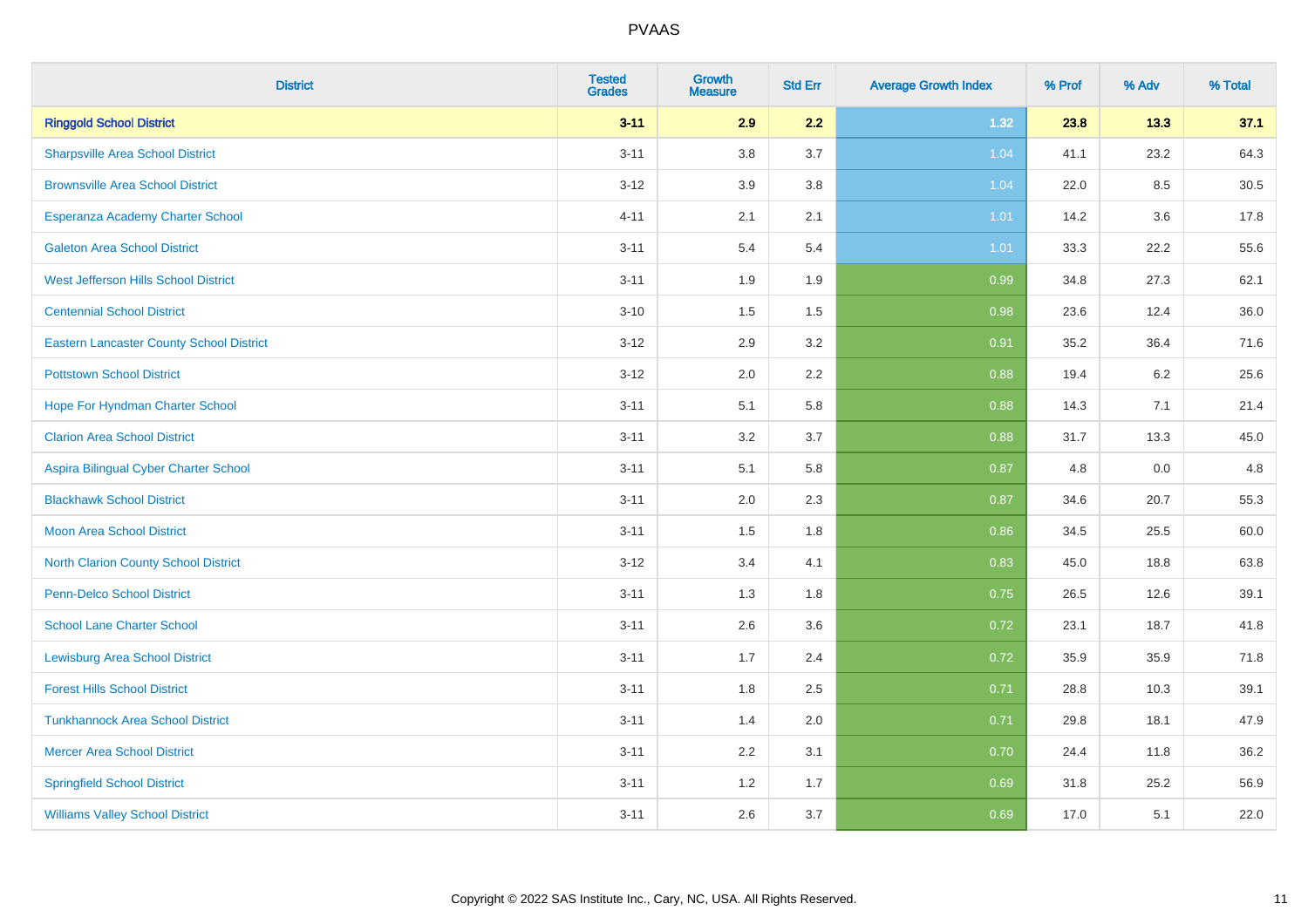| District | Tested Grades | Growth Measure | Std Err | Average Growth Index | % Prof | % Adv | % Total |
|---|---|---|---|---|---|---|---|
| **Ringgold School District** | **3-11** | **2.9** | **2.2** | **1.32** | **23.8** | **13.3** | **37.1** |
| Sharpsville Area School District | 3-11 | 3.8 | 3.7 | 1.04 | 41.1 | 23.2 | 64.3 |
| Brownsville Area School District | 3-12 | 3.9 | 3.8 | 1.04 | 22.0 | 8.5 | 30.5 |
| Esperanza Academy Charter School | 4-11 | 2.1 | 2.1 | 1.01 | 14.2 | 3.6 | 17.8 |
| Galeton Area School District | 3-11 | 5.4 | 5.4 | 1.01 | 33.3 | 22.2 | 55.6 |
| West Jefferson Hills School District | 3-11 | 1.9 | 1.9 | 0.99 | 34.8 | 27.3 | 62.1 |
| Centennial School District | 3-10 | 1.5 | 1.5 | 0.98 | 23.6 | 12.4 | 36.0 |
| Eastern Lancaster County School District | 3-12 | 2.9 | 3.2 | 0.91 | 35.2 | 36.4 | 71.6 |
| Pottstown School District | 3-12 | 2.0 | 2.2 | 0.88 | 19.4 | 6.2 | 25.6 |
| Hope For Hyndman Charter School | 3-11 | 5.1 | 5.8 | 0.88 | 14.3 | 7.1 | 21.4 |
| Clarion Area School District | 3-11 | 3.2 | 3.7 | 0.88 | 31.7 | 13.3 | 45.0 |
| Aspira Bilingual Cyber Charter School | 3-11 | 5.1 | 5.8 | 0.87 | 4.8 | 0.0 | 4.8 |
| Blackhawk School District | 3-11 | 2.0 | 2.3 | 0.87 | 34.6 | 20.7 | 55.3 |
| Moon Area School District | 3-11 | 1.5 | 1.8 | 0.86 | 34.5 | 25.5 | 60.0 |
| North Clarion County School District | 3-12 | 3.4 | 4.1 | 0.83 | 45.0 | 18.8 | 63.8 |
| Penn-Delco School District | 3-11 | 1.3 | 1.8 | 0.75 | 26.5 | 12.6 | 39.1 |
| School Lane Charter School | 3-11 | 2.6 | 3.6 | 0.72 | 23.1 | 18.7 | 41.8 |
| Lewisburg Area School District | 3-11 | 1.7 | 2.4 | 0.72 | 35.9 | 35.9 | 71.8 |
| Forest Hills School District | 3-11 | 1.8 | 2.5 | 0.71 | 28.8 | 10.3 | 39.1 |
| Tunkhannock Area School District | 3-11 | 1.4 | 2.0 | 0.71 | 29.8 | 18.1 | 47.9 |
| Mercer Area School District | 3-11 | 2.2 | 3.1 | 0.70 | 24.4 | 11.8 | 36.2 |
| Springfield School District | 3-11 | 1.2 | 1.7 | 0.69 | 31.8 | 25.2 | 56.9 |
| Williams Valley School District | 3-11 | 2.6 | 3.7 | 0.69 | 17.0 | 5.1 | 22.0 |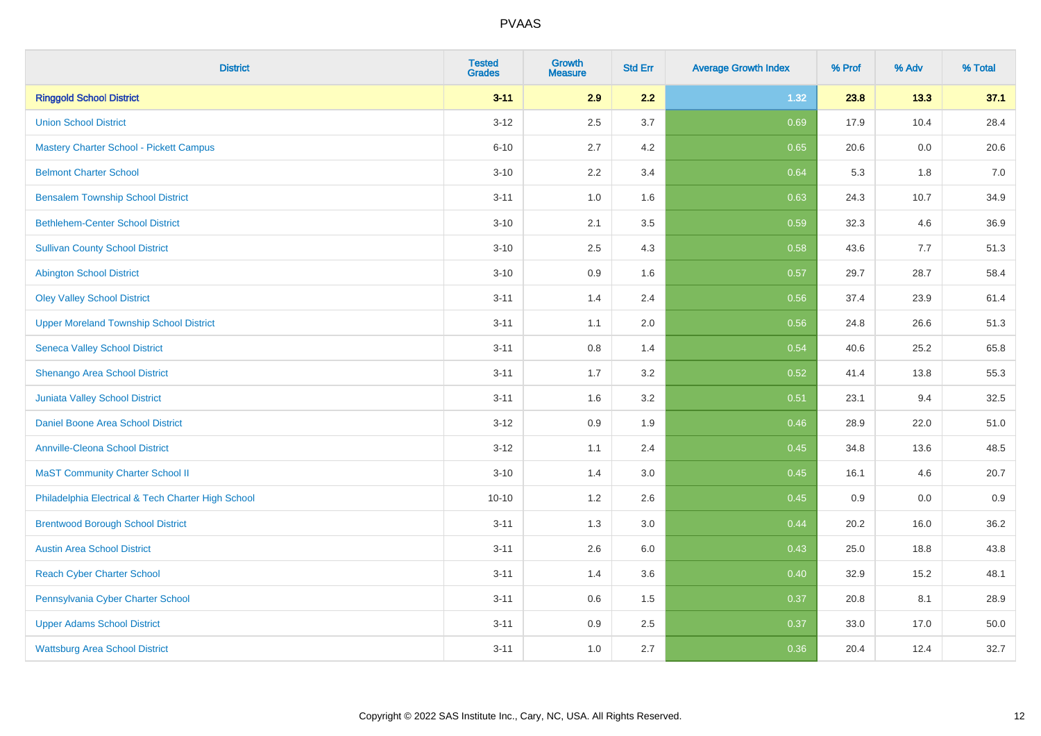| District | Tested Grades | Growth Measure | Std Err | Average Growth Index | % Prof | % Adv | % Total |
|---|---|---|---|---|---|---|---|
| **Ringgold School District** | **3-11** | **2.9** | **2.2** | **1.32** | **23.8** | **13.3** | **37.1** |
| Union School District | 3-12 | 2.5 | 3.7 | 0.69 | 17.9 | 10.4 | 28.4 |
| Mastery Charter School - Pickett Campus | 6-10 | 2.7 | 4.2 | 0.65 | 20.6 | 0.0 | 20.6 |
| Belmont Charter School | 3-10 | 2.2 | 3.4 | 0.64 | 5.3 | 1.8 | 7.0 |
| Bensalem Township School District | 3-11 | 1.0 | 1.6 | 0.63 | 24.3 | 10.7 | 34.9 |
| Bethlehem-Center School District | 3-10 | 2.1 | 3.5 | 0.59 | 32.3 | 4.6 | 36.9 |
| Sullivan County School District | 3-10 | 2.5 | 4.3 | 0.58 | 43.6 | 7.7 | 51.3 |
| Abington School District | 3-10 | 0.9 | 1.6 | 0.57 | 29.7 | 28.7 | 58.4 |
| Oley Valley School District | 3-11 | 1.4 | 2.4 | 0.56 | 37.4 | 23.9 | 61.4 |
| Upper Moreland Township School District | 3-11 | 1.1 | 2.0 | 0.56 | 24.8 | 26.6 | 51.3 |
| Seneca Valley School District | 3-11 | 0.8 | 1.4 | 0.54 | 40.6 | 25.2 | 65.8 |
| Shenango Area School District | 3-11 | 1.7 | 3.2 | 0.52 | 41.4 | 13.8 | 55.3 |
| Juniata Valley School District | 3-11 | 1.6 | 3.2 | 0.51 | 23.1 | 9.4 | 32.5 |
| Daniel Boone Area School District | 3-12 | 0.9 | 1.9 | 0.46 | 28.9 | 22.0 | 51.0 |
| Annville-Cleona School District | 3-12 | 1.1 | 2.4 | 0.45 | 34.8 | 13.6 | 48.5 |
| MaST Community Charter School II | 3-10 | 1.4 | 3.0 | 0.45 | 16.1 | 4.6 | 20.7 |
| Philadelphia Electrical & Tech Charter High School | 10-10 | 1.2 | 2.6 | 0.45 | 0.9 | 0.0 | 0.9 |
| Brentwood Borough School District | 3-11 | 1.3 | 3.0 | 0.44 | 20.2 | 16.0 | 36.2 |
| Austin Area School District | 3-11 | 2.6 | 6.0 | 0.43 | 25.0 | 18.8 | 43.8 |
| Reach Cyber Charter School | 3-11 | 1.4 | 3.6 | 0.40 | 32.9 | 15.2 | 48.1 |
| Pennsylvania Cyber Charter School | 3-11 | 0.6 | 1.5 | 0.37 | 20.8 | 8.1 | 28.9 |
| Upper Adams School District | 3-11 | 0.9 | 2.5 | 0.37 | 33.0 | 17.0 | 50.0 |
| Wattsburg Area School District | 3-11 | 1.0 | 2.7 | 0.36 | 20.4 | 12.4 | 32.7 |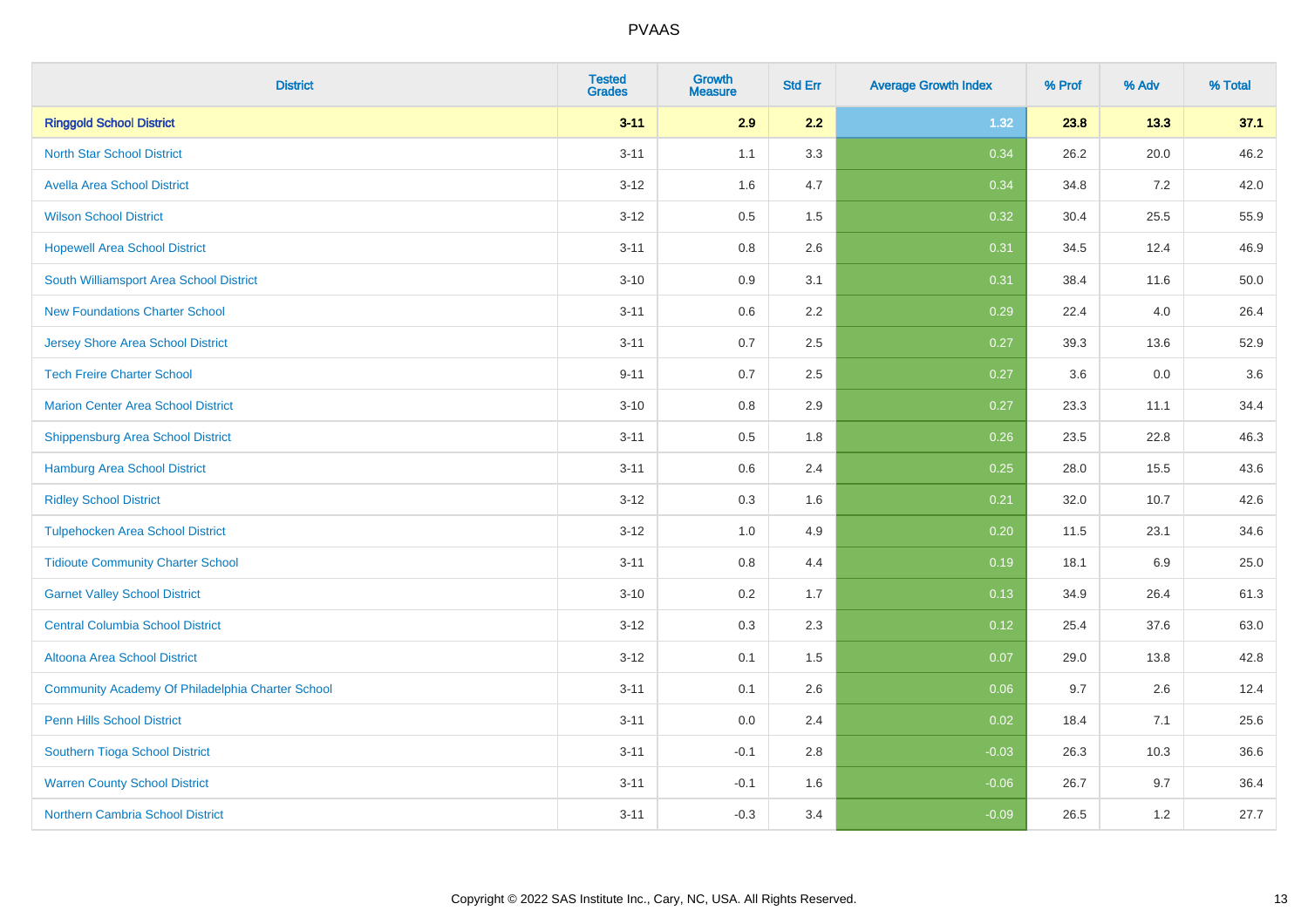| District | Tested Grades | Growth Measure | Std Err | Average Growth Index | % Prof | % Adv | % Total |
|---|---|---|---|---|---|---|---|
| **Ringgold School District** | **3-11** | **2.9** | **2.2** | **1.32** | **23.8** | **13.3** | **37.1** |
| North Star School District | 3-11 | 1.1 | 3.3 | 0.34 | 26.2 | 20.0 | 46.2 |
| Avella Area School District | 3-12 | 1.6 | 4.7 | 0.34 | 34.8 | 7.2 | 42.0 |
| Wilson School District | 3-12 | 0.5 | 1.5 | 0.32 | 30.4 | 25.5 | 55.9 |
| Hopewell Area School District | 3-11 | 0.8 | 2.6 | 0.31 | 34.5 | 12.4 | 46.9 |
| South Williamsport Area School District | 3-10 | 0.9 | 3.1 | 0.31 | 38.4 | 11.6 | 50.0 |
| New Foundations Charter School | 3-11 | 0.6 | 2.2 | 0.29 | 22.4 | 4.0 | 26.4 |
| Jersey Shore Area School District | 3-11 | 0.7 | 2.5 | 0.27 | 39.3 | 13.6 | 52.9 |
| Tech Freire Charter School | 9-11 | 0.7 | 2.5 | 0.27 | 3.6 | 0.0 | 3.6 |
| Marion Center Area School District | 3-10 | 0.8 | 2.9 | 0.27 | 23.3 | 11.1 | 34.4 |
| Shippensburg Area School District | 3-11 | 0.5 | 1.8 | 0.26 | 23.5 | 22.8 | 46.3 |
| Hamburg Area School District | 3-11 | 0.6 | 2.4 | 0.25 | 28.0 | 15.5 | 43.6 |
| Ridley School District | 3-12 | 0.3 | 1.6 | 0.21 | 32.0 | 10.7 | 42.6 |
| Tulpehocken Area School District | 3-12 | 1.0 | 4.9 | 0.20 | 11.5 | 23.1 | 34.6 |
| Tidioute Community Charter School | 3-11 | 0.8 | 4.4 | 0.19 | 18.1 | 6.9 | 25.0 |
| Garnet Valley School District | 3-10 | 0.2 | 1.7 | 0.13 | 34.9 | 26.4 | 61.3 |
| Central Columbia School District | 3-12 | 0.3 | 2.3 | 0.12 | 25.4 | 37.6 | 63.0 |
| Altoona Area School District | 3-12 | 0.1 | 1.5 | 0.07 | 29.0 | 13.8 | 42.8 |
| Community Academy Of Philadelphia Charter School | 3-11 | 0.1 | 2.6 | 0.06 | 9.7 | 2.6 | 12.4 |
| Penn Hills School District | 3-11 | 0.0 | 2.4 | 0.02 | 18.4 | 7.1 | 25.6 |
| Southern Tioga School District | 3-11 | -0.1 | 2.8 | -0.03 | 26.3 | 10.3 | 36.6 |
| Warren County School District | 3-11 | -0.1 | 1.6 | -0.06 | 26.7 | 9.7 | 36.4 |
| Northern Cambria School District | 3-11 | -0.3 | 3.4 | -0.09 | 26.5 | 1.2 | 27.7 |

Copyright © 2022 SAS Institute Inc., Cary, NC, USA. All Rights Reserved.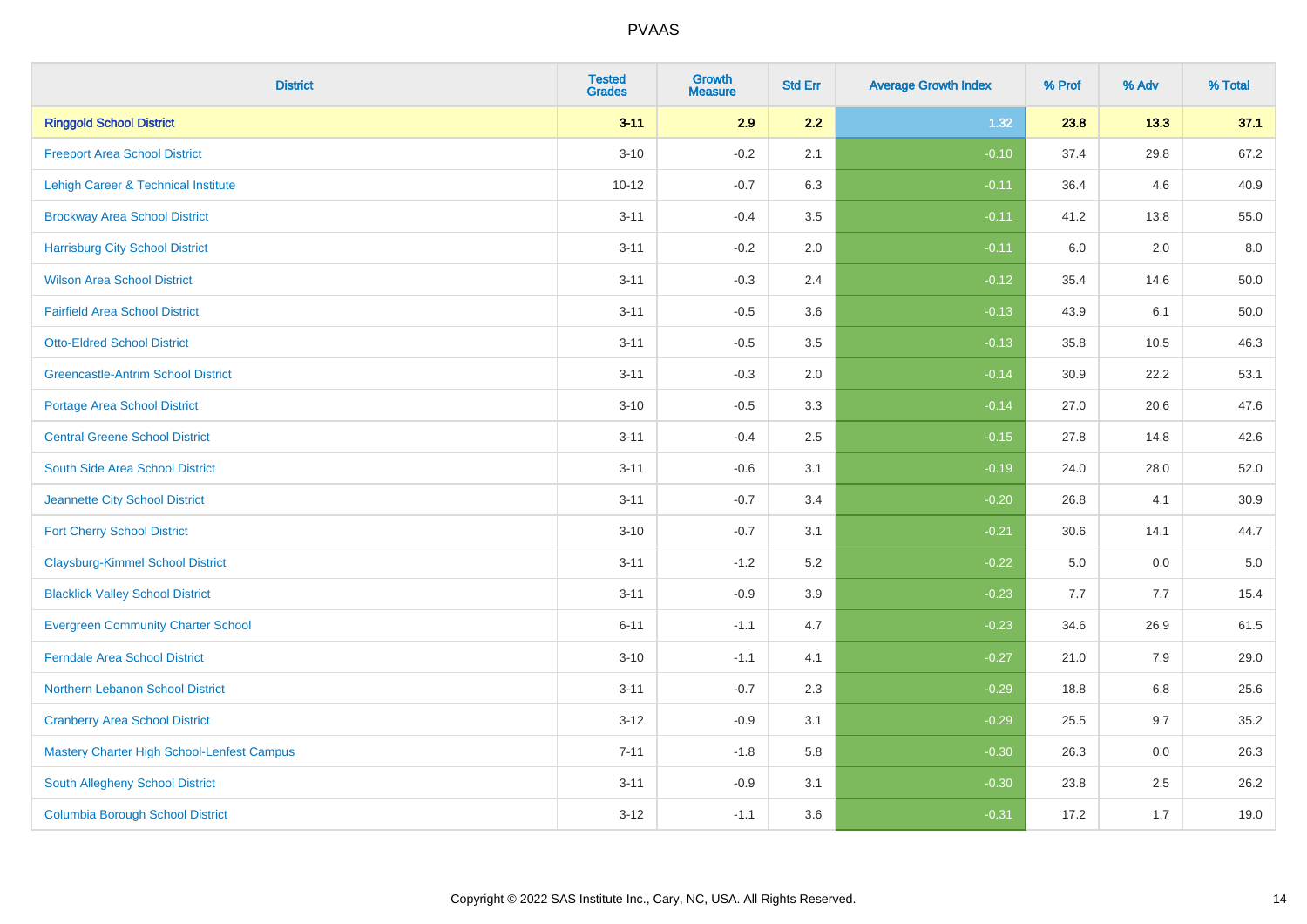| District | Tested Grades | Growth Measure | Std Err | Average Growth Index | % Prof | % Adv | % Total |
|---|---|---|---|---|---|---|---|
| **Ringgold School District** | **3-11** | **2.9** | **2.2** | **1.32** | **23.8** | **13.3** | **37.1** |
| Freeport Area School District | 3-10 | -0.2 | 2.1 | -0.10 | 37.4 | 29.8 | 67.2 |
| Lehigh Career & Technical Institute | 10-12 | -0.7 | 6.3 | -0.11 | 36.4 | 4.6 | 40.9 |
| Brockway Area School District | 3-11 | -0.4 | 3.5 | -0.11 | 41.2 | 13.8 | 55.0 |
| Harrisburg City School District | 3-11 | -0.2 | 2.0 | -0.11 | 6.0 | 2.0 | 8.0 |
| Wilson Area School District | 3-11 | -0.3 | 2.4 | -0.12 | 35.4 | 14.6 | 50.0 |
| Fairfield Area School District | 3-11 | -0.5 | 3.6 | -0.13 | 43.9 | 6.1 | 50.0 |
| Otto-Eldred School District | 3-11 | -0.5 | 3.5 | -0.13 | 35.8 | 10.5 | 46.3 |
| Greencastle-Antrim School District | 3-11 | -0.3 | 2.0 | -0.14 | 30.9 | 22.2 | 53.1 |
| Portage Area School District | 3-10 | -0.5 | 3.3 | -0.14 | 27.0 | 20.6 | 47.6 |
| Central Greene School District | 3-11 | -0.4 | 2.5 | -0.15 | 27.8 | 14.8 | 42.6 |
| South Side Area School District | 3-11 | -0.6 | 3.1 | -0.19 | 24.0 | 28.0 | 52.0 |
| Jeannette City School District | 3-11 | -0.7 | 3.4 | -0.20 | 26.8 | 4.1 | 30.9 |
| Fort Cherry School District | 3-10 | -0.7 | 3.1 | -0.21 | 30.6 | 14.1 | 44.7 |
| Claysburg-Kimmel School District | 3-11 | -1.2 | 5.2 | -0.22 | 5.0 | 0.0 | 5.0 |
| Blacklick Valley School District | 3-11 | -0.9 | 3.9 | -0.23 | 7.7 | 7.7 | 15.4 |
| Evergreen Community Charter School | 6-11 | -1.1 | 4.7 | -0.23 | 34.6 | 26.9 | 61.5 |
| Ferndale Area School District | 3-10 | -1.1 | 4.1 | -0.27 | 21.0 | 7.9 | 29.0 |
| Northern Lebanon School District | 3-11 | -0.7 | 2.3 | -0.29 | 18.8 | 6.8 | 25.6 |
| Cranberry Area School District | 3-12 | -0.9 | 3.1 | -0.29 | 25.5 | 9.7 | 35.2 |
| Mastery Charter High School-Lenfest Campus | 7-11 | -1.8 | 5.8 | -0.30 | 26.3 | 0.0 | 26.3 |
| South Allegheny School District | 3-11 | -0.9 | 3.1 | -0.30 | 23.8 | 2.5 | 26.2 |
| Columbia Borough School District | 3-12 | -1.1 | 3.6 | -0.31 | 17.2 | 1.7 | 19.0 |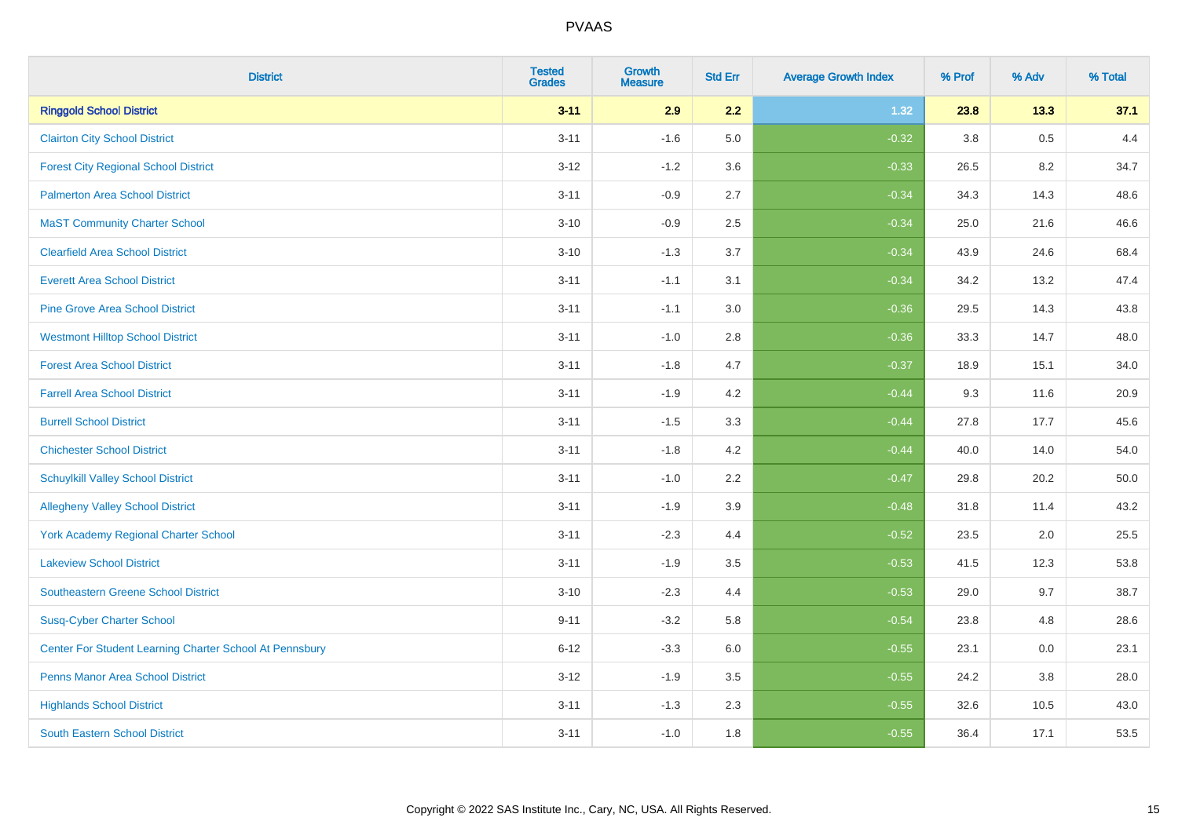| District | Tested Grades | Growth Measure | Std Err | Average Growth Index | % Prof | % Adv | % Total |
|---|---|---|---|---|---|---|---|
| **Ringgold School District** | **3-11** | **2.9** | **2.2** | **1.32** | **23.8** | **13.3** | **37.1** |
| Clairton City School District | 3-11 | -1.6 | 5.0 | -0.32 | 3.8 | 0.5 | 4.4 |
| Forest City Regional School District | 3-12 | -1.2 | 3.6 | -0.33 | 26.5 | 8.2 | 34.7 |
| Palmerton Area School District | 3-11 | -0.9 | 2.7 | -0.34 | 34.3 | 14.3 | 48.6 |
| MaST Community Charter School | 3-10 | -0.9 | 2.5 | -0.34 | 25.0 | 21.6 | 46.6 |
| Clearfield Area School District | 3-10 | -1.3 | 3.7 | -0.34 | 43.9 | 24.6 | 68.4 |
| Everett Area School District | 3-11 | -1.1 | 3.1 | -0.34 | 34.2 | 13.2 | 47.4 |
| Pine Grove Area School District | 3-11 | -1.1 | 3.0 | -0.36 | 29.5 | 14.3 | 43.8 |
| Westmont Hilltop School District | 3-11 | -1.0 | 2.8 | -0.36 | 33.3 | 14.7 | 48.0 |
| Forest Area School District | 3-11 | -1.8 | 4.7 | -0.37 | 18.9 | 15.1 | 34.0 |
| Farrell Area School District | 3-11 | -1.9 | 4.2 | -0.44 | 9.3 | 11.6 | 20.9 |
| Burrell School District | 3-11 | -1.5 | 3.3 | -0.44 | 27.8 | 17.7 | 45.6 |
| Chichester School District | 3-11 | -1.8 | 4.2 | -0.44 | 40.0 | 14.0 | 54.0 |
| Schuylkill Valley School District | 3-11 | -1.0 | 2.2 | -0.47 | 29.8 | 20.2 | 50.0 |
| Allegheny Valley School District | 3-11 | -1.9 | 3.9 | -0.48 | 31.8 | 11.4 | 43.2 |
| York Academy Regional Charter School | 3-11 | -2.3 | 4.4 | -0.52 | 23.5 | 2.0 | 25.5 |
| Lakeview School District | 3-11 | -1.9 | 3.5 | -0.53 | 41.5 | 12.3 | 53.8 |
| Southeastern Greene School District | 3-10 | -2.3 | 4.4 | -0.53 | 29.0 | 9.7 | 38.7 |
| Susq-Cyber Charter School | 9-11 | -3.2 | 5.8 | -0.54 | 23.8 | 4.8 | 28.6 |
| Center For Student Learning Charter School At Pennsbury | 6-12 | -3.3 | 6.0 | -0.55 | 23.1 | 0.0 | 23.1 |
| Penns Manor Area School District | 3-12 | -1.9 | 3.5 | -0.55 | 24.2 | 3.8 | 28.0 |
| Highlands School District | 3-11 | -1.3 | 2.3 | -0.55 | 32.6 | 10.5 | 43.0 |
| South Eastern School District | 3-11 | -1.0 | 1.8 | -0.55 | 36.4 | 17.1 | 53.5 |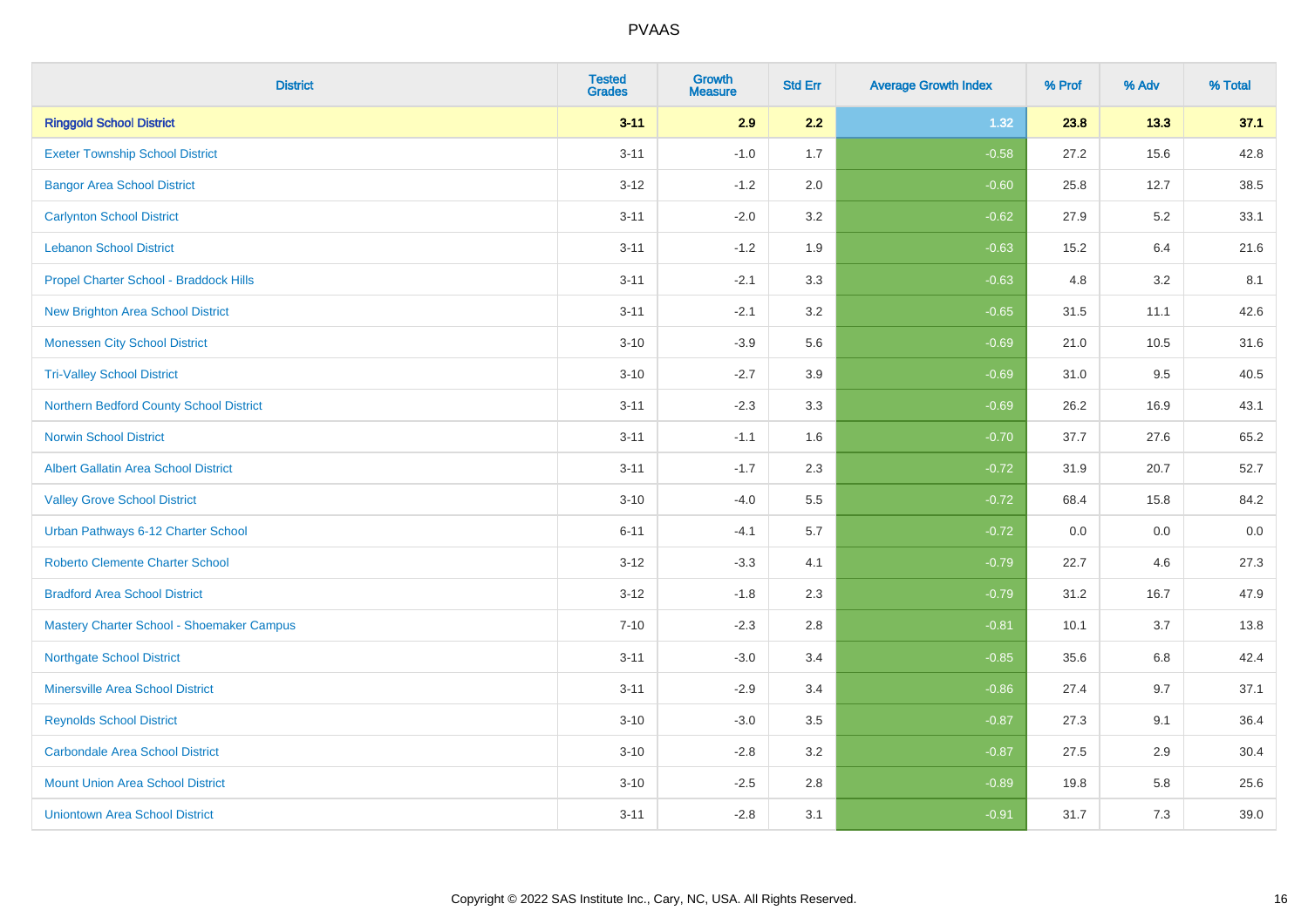| District | Tested Grades | Growth Measure | Std Err | Average Growth Index | % Prof | % Adv | % Total |
|---|---|---|---|---|---|---|---|
| **Ringgold School District** | **3-11** | **2.9** | **2.2** | **1.32** | **23.8** | **13.3** | **37.1** |
| Exeter Township School District | 3-11 | -1.0 | 1.7 | -0.58 | 27.2 | 15.6 | 42.8 |
| Bangor Area School District | 3-12 | -1.2 | 2.0 | -0.60 | 25.8 | 12.7 | 38.5 |
| Carlynton School District | 3-11 | -2.0 | 3.2 | -0.62 | 27.9 | 5.2 | 33.1 |
| Lebanon School District | 3-11 | -1.2 | 1.9 | -0.63 | 15.2 | 6.4 | 21.6 |
| Propel Charter School - Braddock Hills | 3-11 | -2.1 | 3.3 | -0.63 | 4.8 | 3.2 | 8.1 |
| New Brighton Area School District | 3-11 | -2.1 | 3.2 | -0.65 | 31.5 | 11.1 | 42.6 |
| Monessen City School District | 3-10 | -3.9 | 5.6 | -0.69 | 21.0 | 10.5 | 31.6 |
| Tri-Valley School District | 3-10 | -2.7 | 3.9 | -0.69 | 31.0 | 9.5 | 40.5 |
| Northern Bedford County School District | 3-11 | -2.3 | 3.3 | -0.69 | 26.2 | 16.9 | 43.1 |
| Norwin School District | 3-11 | -1.1 | 1.6 | -0.70 | 37.7 | 27.6 | 65.2 |
| Albert Gallatin Area School District | 3-11 | -1.7 | 2.3 | -0.72 | 31.9 | 20.7 | 52.7 |
| Valley Grove School District | 3-10 | -4.0 | 5.5 | -0.72 | 68.4 | 15.8 | 84.2 |
| Urban Pathways 6-12 Charter School | 6-11 | -4.1 | 5.7 | -0.72 | 0.0 | 0.0 | 0.0 |
| Roberto Clemente Charter School | 3-12 | -3.3 | 4.1 | -0.79 | 22.7 | 4.6 | 27.3 |
| Bradford Area School District | 3-12 | -1.8 | 2.3 | -0.79 | 31.2 | 16.7 | 47.9 |
| Mastery Charter School - Shoemaker Campus | 7-10 | -2.3 | 2.8 | -0.81 | 10.1 | 3.7 | 13.8 |
| Northgate School District | 3-11 | -3.0 | 3.4 | -0.85 | 35.6 | 6.8 | 42.4 |
| Minersville Area School District | 3-11 | -2.9 | 3.4 | -0.86 | 27.4 | 9.7 | 37.1 |
| Reynolds School District | 3-10 | -3.0 | 3.5 | -0.87 | 27.3 | 9.1 | 36.4 |
| Carbondale Area School District | 3-10 | -2.8 | 3.2 | -0.87 | 27.5 | 2.9 | 30.4 |
| Mount Union Area School District | 3-10 | -2.5 | 2.8 | -0.89 | 19.8 | 5.8 | 25.6 |
| Uniontown Area School District | 3-11 | -2.8 | 3.1 | -0.91 | 31.7 | 7.3 | 39.0 |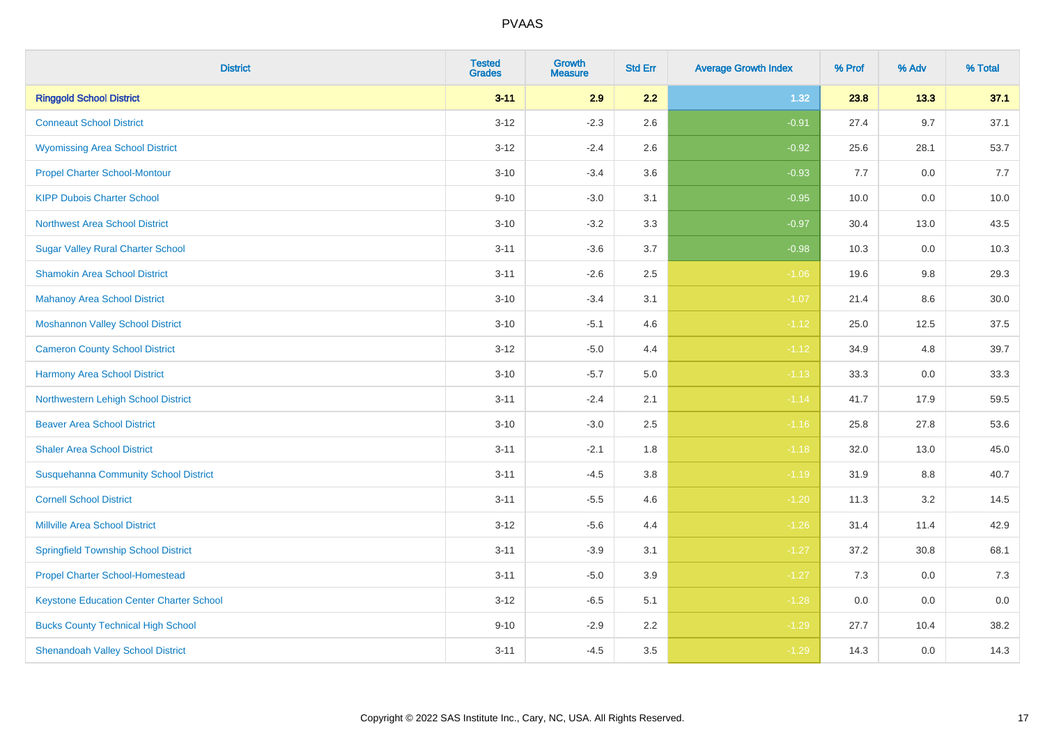| District | Tested Grades | Growth Measure | Std Err | Average Growth Index | % Prof | % Adv | % Total |
|---|---|---|---|---|---|---|---|
| **Ringgold School District** | **3-11** | **2.9** | **2.2** | **1.32** | **23.8** | **13.3** | **37.1** |
| Conneaut School District | 3-12 | -2.3 | 2.6 | -0.91 | 27.4 | 9.7 | 37.1 |
| Wyomissing Area School District | 3-12 | -2.4 | 2.6 | -0.92 | 25.6 | 28.1 | 53.7 |
| Propel Charter School-Montour | 3-10 | -3.4 | 3.6 | -0.93 | 7.7 | 0.0 | 7.7 |
| KIPP Dubois Charter School | 9-10 | -3.0 | 3.1 | -0.95 | 10.0 | 0.0 | 10.0 |
| Northwest Area School District | 3-10 | -3.2 | 3.3 | -0.97 | 30.4 | 13.0 | 43.5 |
| Sugar Valley Rural Charter School | 3-11 | -3.6 | 3.7 | -0.98 | 10.3 | 0.0 | 10.3 |
| Shamokin Area School District | 3-11 | -2.6 | 2.5 | -1.06 | 19.6 | 9.8 | 29.3 |
| Mahanoy Area School District | 3-10 | -3.4 | 3.1 | -1.07 | 21.4 | 8.6 | 30.0 |
| Moshannon Valley School District | 3-10 | -5.1 | 4.6 | -1.12 | 25.0 | 12.5 | 37.5 |
| Cameron County School District | 3-12 | -5.0 | 4.4 | -1.12 | 34.9 | 4.8 | 39.7 |
| Harmony Area School District | 3-10 | -5.7 | 5.0 | -1.13 | 33.3 | 0.0 | 33.3 |
| Northwestern Lehigh School District | 3-11 | -2.4 | 2.1 | -1.14 | 41.7 | 17.9 | 59.5 |
| Beaver Area School District | 3-10 | -3.0 | 2.5 | -1.16 | 25.8 | 27.8 | 53.6 |
| Shaler Area School District | 3-11 | -2.1 | 1.8 | -1.18 | 32.0 | 13.0 | 45.0 |
| Susquehanna Community School District | 3-11 | -4.5 | 3.8 | -1.19 | 31.9 | 8.8 | 40.7 |
| Cornell School District | 3-11 | -5.5 | 4.6 | -1.20 | 11.3 | 3.2 | 14.5 |
| Millville Area School District | 3-12 | -5.6 | 4.4 | -1.26 | 31.4 | 11.4 | 42.9 |
| Springfield Township School District | 3-11 | -3.9 | 3.1 | -1.27 | 37.2 | 30.8 | 68.1 |
| Propel Charter School-Homestead | 3-11 | -5.0 | 3.9 | -1.27 | 7.3 | 0.0 | 7.3 |
| Keystone Education Center Charter School | 3-12 | -6.5 | 5.1 | -1.28 | 0.0 | 0.0 | 0.0 |
| Bucks County Technical High School | 9-10 | -2.9 | 2.2 | -1.29 | 27.7 | 10.4 | 38.2 |
| Shenandoah Valley School District | 3-11 | -4.5 | 3.5 | -1.29 | 14.3 | 0.0 | 14.3 |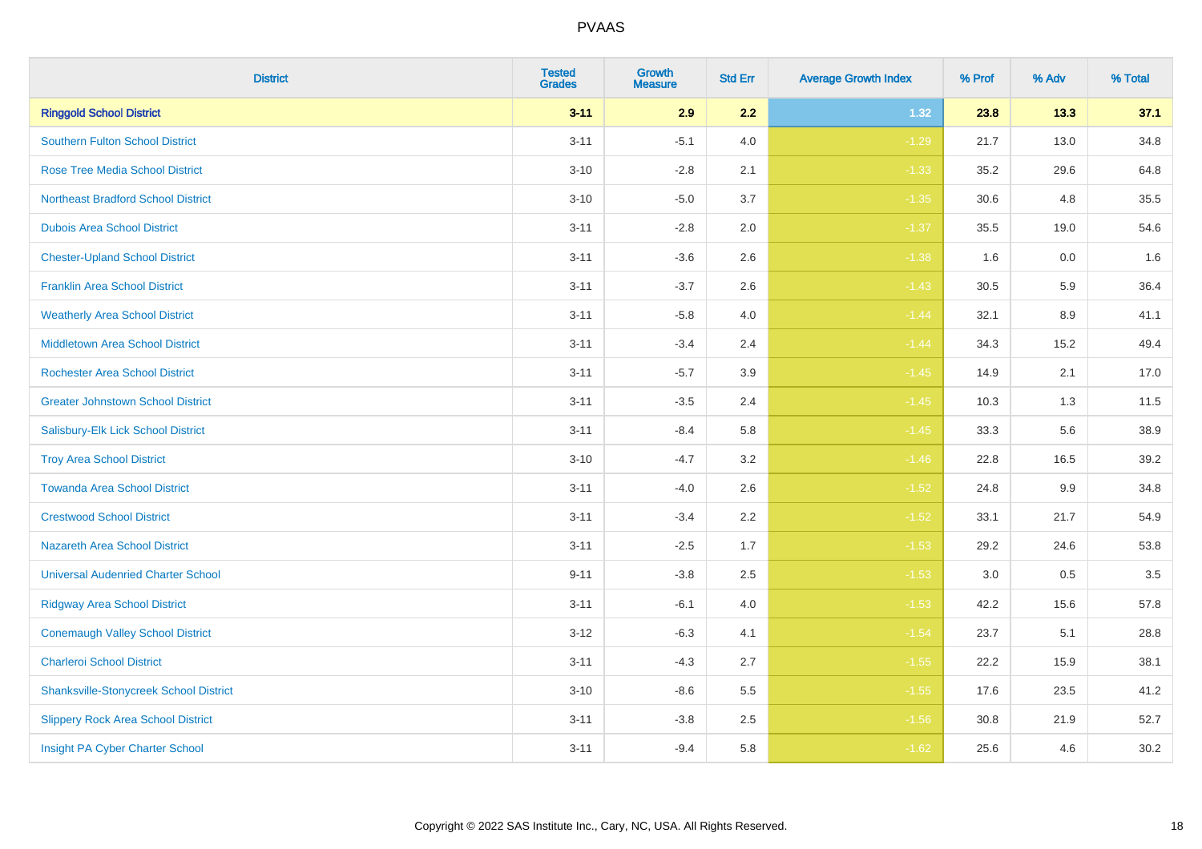| District | Tested Grades | Growth Measure | Std Err | Average Growth Index | % Prof | % Adv | % Total |
|---|---|---|---|---|---|---|---|
| **Ringgold School District** | **3-11** | **2.9** | **2.2** | **1.32** | **23.8** | **13.3** | **37.1** |
| Southern Fulton School District | 3-11 | -5.1 | 4.0 | -1.29 | 21.7 | 13.0 | 34.8 |
| Rose Tree Media School District | 3-10 | -2.8 | 2.1 | -1.33 | 35.2 | 29.6 | 64.8 |
| Northeast Bradford School District | 3-10 | -5.0 | 3.7 | -1.35 | 30.6 | 4.8 | 35.5 |
| Dubois Area School District | 3-11 | -2.8 | 2.0 | -1.37 | 35.5 | 19.0 | 54.6 |
| Chester-Upland School District | 3-11 | -3.6 | 2.6 | -1.38 | 1.6 | 0.0 | 1.6 |
| Franklin Area School District | 3-11 | -3.7 | 2.6 | -1.43 | 30.5 | 5.9 | 36.4 |
| Weatherly Area School District | 3-11 | -5.8 | 4.0 | -1.44 | 32.1 | 8.9 | 41.1 |
| Middletown Area School District | 3-11 | -3.4 | 2.4 | -1.44 | 34.3 | 15.2 | 49.4 |
| Rochester Area School District | 3-11 | -5.7 | 3.9 | -1.45 | 14.9 | 2.1 | 17.0 |
| Greater Johnstown School District | 3-11 | -3.5 | 2.4 | -1.45 | 10.3 | 1.3 | 11.5 |
| Salisbury-Elk Lick School District | 3-11 | -8.4 | 5.8 | -1.45 | 33.3 | 5.6 | 38.9 |
| Troy Area School District | 3-10 | -4.7 | 3.2 | -1.46 | 22.8 | 16.5 | 39.2 |
| Towanda Area School District | 3-11 | -4.0 | 2.6 | -1.52 | 24.8 | 9.9 | 34.8 |
| Crestwood School District | 3-11 | -3.4 | 2.2 | -1.52 | 33.1 | 21.7 | 54.9 |
| Nazareth Area School District | 3-11 | -2.5 | 1.7 | -1.53 | 29.2 | 24.6 | 53.8 |
| Universal Audenried Charter School | 9-11 | -3.8 | 2.5 | -1.53 | 3.0 | 0.5 | 3.5 |
| Ridgway Area School District | 3-11 | -6.1 | 4.0 | -1.53 | 42.2 | 15.6 | 57.8 |
| Conemaugh Valley School District | 3-12 | -6.3 | 4.1 | -1.54 | 23.7 | 5.1 | 28.8 |
| Charleroi School District | 3-11 | -4.3 | 2.7 | -1.55 | 22.2 | 15.9 | 38.1 |
| Shanksville-Stonycreek School District | 3-10 | -8.6 | 5.5 | -1.55 | 17.6 | 23.5 | 41.2 |
| Slippery Rock Area School District | 3-11 | -3.8 | 2.5 | -1.56 | 30.8 | 21.9 | 52.7 |
| Insight PA Cyber Charter School | 3-11 | -9.4 | 5.8 | -1.62 | 25.6 | 4.6 | 30.2 |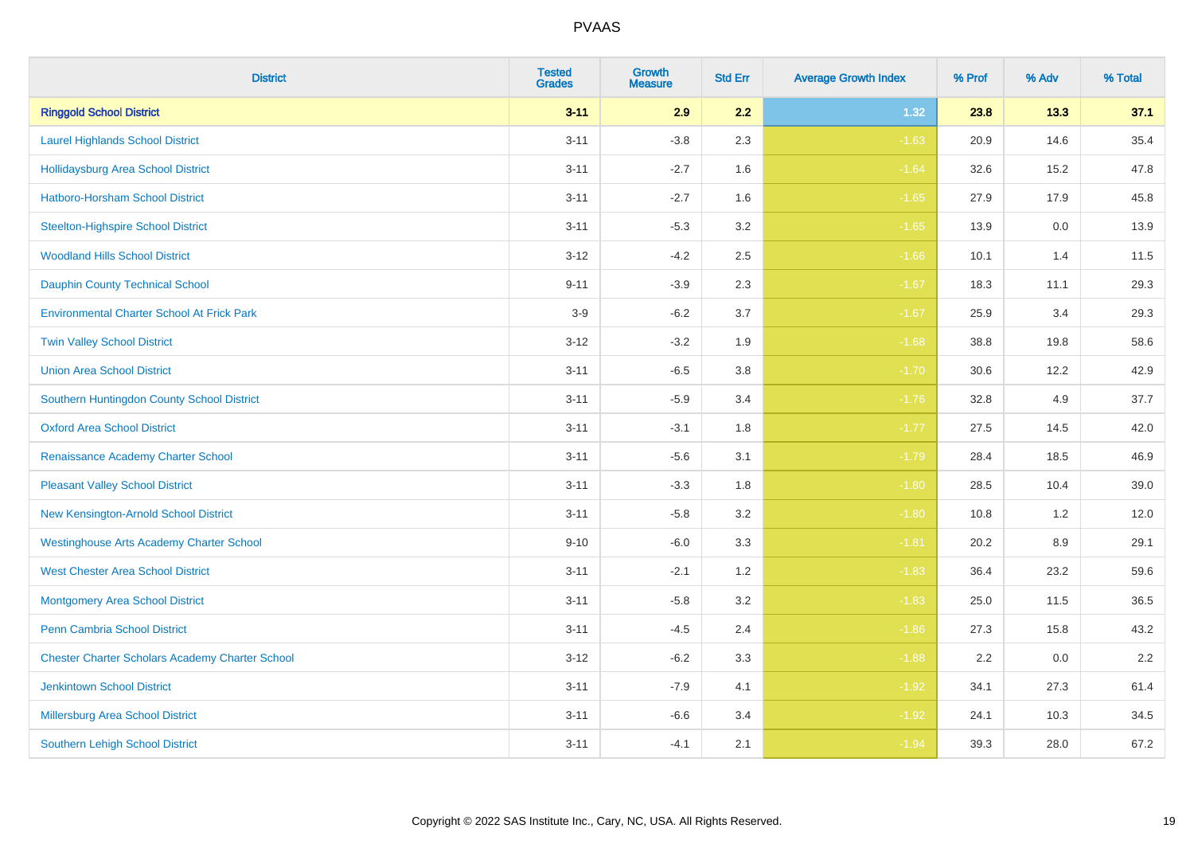# PVAAS

| District | Tested Grades | Growth Measure | Std Err | Average Growth Index | % Prof | % Adv | % Total |
|---|---|---|---|---|---|---|---|
| **Ringgold School District** | **3-11** | **2.9** | **2.2** | **1.32** | **23.8** | **13.3** | **37.1** |
| Laurel Highlands School District | 3-11 | -3.8 | 2.3 | -1.63 | 20.9 | 14.6 | 35.4 |
| Hollidaysburg Area School District | 3-11 | -2.7 | 1.6 | -1.64 | 32.6 | 15.2 | 47.8 |
| Hatboro-Horsham School District | 3-11 | -2.7 | 1.6 | -1.65 | 27.9 | 17.9 | 45.8 |
| Steelton-Highspire School District | 3-11 | -5.3 | 3.2 | -1.65 | 13.9 | 0.0 | 13.9 |
| Woodland Hills School District | 3-12 | -4.2 | 2.5 | -1.66 | 10.1 | 1.4 | 11.5 |
| Dauphin County Technical School | 9-11 | -3.9 | 2.3 | -1.67 | 18.3 | 11.1 | 29.3 |
| Environmental Charter School At Frick Park | 3-9 | -6.2 | 3.7 | -1.67 | 25.9 | 3.4 | 29.3 |
| Twin Valley School District | 3-12 | -3.2 | 1.9 | -1.68 | 38.8 | 19.8 | 58.6 |
| Union Area School District | 3-11 | -6.5 | 3.8 | -1.70 | 30.6 | 12.2 | 42.9 |
| Southern Huntingdon County School District | 3-11 | -5.9 | 3.4 | -1.76 | 32.8 | 4.9 | 37.7 |
| Oxford Area School District | 3-11 | -3.1 | 1.8 | -1.77 | 27.5 | 14.5 | 42.0 |
| Renaissance Academy Charter School | 3-11 | -5.6 | 3.1 | -1.79 | 28.4 | 18.5 | 46.9 |
| Pleasant Valley School District | 3-11 | -3.3 | 1.8 | -1.80 | 28.5 | 10.4 | 39.0 |
| New Kensington-Arnold School District | 3-11 | -5.8 | 3.2 | -1.80 | 10.8 | 1.2 | 12.0 |
| Westinghouse Arts Academy Charter School | 9-10 | -6.0 | 3.3 | -1.81 | 20.2 | 8.9 | 29.1 |
| West Chester Area School District | 3-11 | -2.1 | 1.2 | -1.83 | 36.4 | 23.2 | 59.6 |
| Montgomery Area School District | 3-11 | -5.8 | 3.2 | -1.83 | 25.0 | 11.5 | 36.5 |
| Penn Cambria School District | 3-11 | -4.5 | 2.4 | -1.86 | 27.3 | 15.8 | 43.2 |
| Chester Charter Scholars Academy Charter School | 3-12 | -6.2 | 3.3 | -1.88 | 2.2 | 0.0 | 2.2 |
| Jenkintown School District | 3-11 | -7.9 | 4.1 | -1.92 | 34.1 | 27.3 | 61.4 |
| Millersburg Area School District | 3-11 | -6.6 | 3.4 | -1.92 | 24.1 | 10.3 | 34.5 |
| Southern Lehigh School District | 3-11 | -4.1 | 2.1 | -1.94 | 39.3 | 28.0 | 67.2 |

Copyright © 2022 SAS Institute Inc., Cary, NC, USA. All Rights Reserved.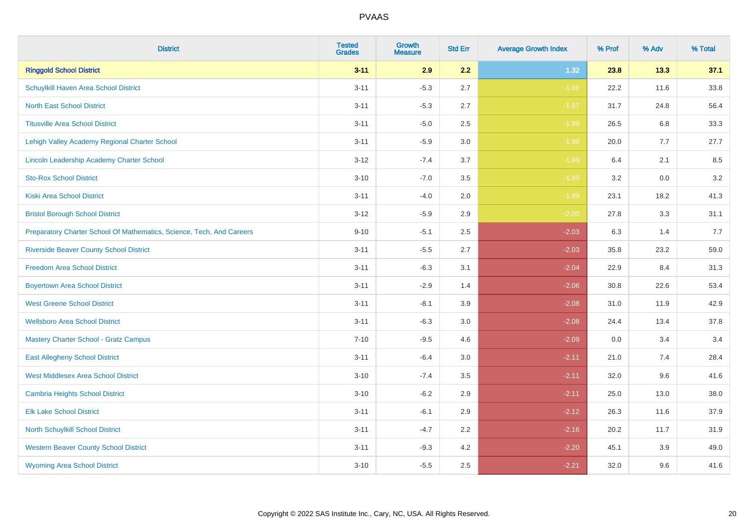| District | Tested Grades | Growth Measure | Std Err | Average Growth Index | % Prof | % Adv | % Total |
|---|---|---|---|---|---|---|---|
| **Ringgold School District** | **3-11** | **2.9** | **2.2** | **1.32** | **23.8** | **13.3** | **37.1** |
| Schuylkill Haven Area School District | 3-11 | -5.3 | 2.7 | -1.96 | 22.2 | 11.6 | 33.8 |
| North East School District | 3-11 | -5.3 | 2.7 | -1.97 | 31.7 | 24.8 | 56.4 |
| Titusville Area School District | 3-11 | -5.0 | 2.5 | -1.98 | 26.5 | 6.8 | 33.3 |
| Lehigh Valley Academy Regional Charter School | 3-11 | -5.9 | 3.0 | -1.98 | 20.0 | 7.7 | 27.7 |
| Lincoln Leadership Academy Charter School | 3-12 | -7.4 | 3.7 | -1.99 | 6.4 | 2.1 | 8.5 |
| Sto-Rox School District | 3-10 | -7.0 | 3.5 | -1.99 | 3.2 | 0.0 | 3.2 |
| Kiski Area School District | 3-11 | -4.0 | 2.0 | -1.99 | 23.1 | 18.2 | 41.3 |
| Bristol Borough School District | 3-12 | -5.9 | 2.9 | -2.00 | 27.8 | 3.3 | 31.1 |
| Preparatory Charter School Of Mathematics, Science, Tech, And Careers | 9-10 | -5.1 | 2.5 | -2.03 | 6.3 | 1.4 | 7.7 |
| Riverside Beaver County School District | 3-11 | -5.5 | 2.7 | -2.03 | 35.8 | 23.2 | 59.0 |
| Freedom Area School District | 3-11 | -6.3 | 3.1 | -2.04 | 22.9 | 8.4 | 31.3 |
| Boyertown Area School District | 3-11 | -2.9 | 1.4 | -2.06 | 30.8 | 22.6 | 53.4 |
| West Greene School District | 3-11 | -8.1 | 3.9 | -2.08 | 31.0 | 11.9 | 42.9 |
| Wellsboro Area School District | 3-11 | -6.3 | 3.0 | -2.08 | 24.4 | 13.4 | 37.8 |
| Mastery Charter School - Gratz Campus | 7-10 | -9.5 | 4.6 | -2.09 | 0.0 | 3.4 | 3.4 |
| East Allegheny School District | 3-11 | -6.4 | 3.0 | -2.11 | 21.0 | 7.4 | 28.4 |
| West Middlesex Area School District | 3-10 | -7.4 | 3.5 | -2.11 | 32.0 | 9.6 | 41.6 |
| Cambria Heights School District | 3-10 | -6.2 | 2.9 | -2.11 | 25.0 | 13.0 | 38.0 |
| Elk Lake School District | 3-11 | -6.1 | 2.9 | -2.12 | 26.3 | 11.6 | 37.9 |
| North Schuylkill School District | 3-11 | -4.7 | 2.2 | -2.16 | 20.2 | 11.7 | 31.9 |
| Western Beaver County School District | 3-11 | -9.3 | 4.2 | -2.20 | 45.1 | 3.9 | 49.0 |
| Wyoming Area School District | 3-10 | -5.5 | 2.5 | -2.21 | 32.0 | 9.6 | 41.6 |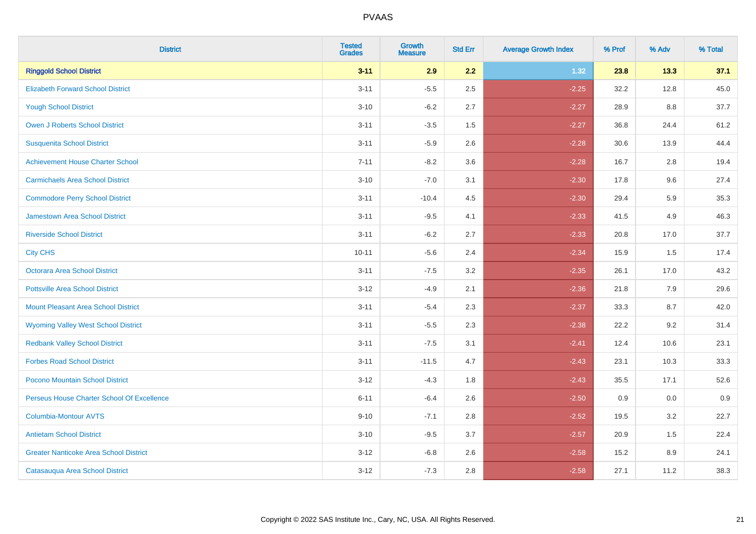| District | Tested Grades | Growth Measure | Std Err | Average Growth Index | % Prof | % Adv | % Total |
|---|---|---|---|---|---|---|---|
| **Ringgold School District** | **3-11** | **2.9** | **2.2** | **1.32** | **23.8** | **13.3** | **37.1** |
| Elizabeth Forward School District | 3-11 | -5.5 | 2.5 | -2.25 | 32.2 | 12.8 | 45.0 |
| Yough School District | 3-10 | -6.2 | 2.7 | -2.27 | 28.9 | 8.8 | 37.7 |
| Owen J Roberts School District | 3-11 | -3.5 | 1.5 | -2.27 | 36.8 | 24.4 | 61.2 |
| Susquenita School District | 3-11 | -5.9 | 2.6 | -2.28 | 30.6 | 13.9 | 44.4 |
| Achievement House Charter School | 7-11 | -8.2 | 3.6 | -2.28 | 16.7 | 2.8 | 19.4 |
| Carmichaels Area School District | 3-10 | -7.0 | 3.1 | -2.30 | 17.8 | 9.6 | 27.4 |
| Commodore Perry School District | 3-11 | -10.4 | 4.5 | -2.30 | 29.4 | 5.9 | 35.3 |
| Jamestown Area School District | 3-11 | -9.5 | 4.1 | -2.33 | 41.5 | 4.9 | 46.3 |
| Riverside School District | 3-11 | -6.2 | 2.7 | -2.33 | 20.8 | 17.0 | 37.7 |
| City CHS | 10-11 | -5.6 | 2.4 | -2.34 | 15.9 | 1.5 | 17.4 |
| Octorara Area School District | 3-11 | -7.5 | 3.2 | -2.35 | 26.1 | 17.0 | 43.2 |
| Pottsville Area School District | 3-12 | -4.9 | 2.1 | -2.36 | 21.8 | 7.9 | 29.6 |
| Mount Pleasant Area School District | 3-11 | -5.4 | 2.3 | -2.37 | 33.3 | 8.7 | 42.0 |
| Wyoming Valley West School District | 3-11 | -5.5 | 2.3 | -2.38 | 22.2 | 9.2 | 31.4 |
| Redbank Valley School District | 3-11 | -7.5 | 3.1 | -2.41 | 12.4 | 10.6 | 23.1 |
| Forbes Road School District | 3-11 | -11.5 | 4.7 | -2.43 | 23.1 | 10.3 | 33.3 |
| Pocono Mountain School District | 3-12 | -4.3 | 1.8 | -2.43 | 35.5 | 17.1 | 52.6 |
| Perseus House Charter School Of Excellence | 6-11 | -6.4 | 2.6 | -2.50 | 0.9 | 0.0 | 0.9 |
| Columbia-Montour AVTS | 9-10 | -7.1 | 2.8 | -2.52 | 19.5 | 3.2 | 22.7 |
| Antietam School District | 3-10 | -9.5 | 3.7 | -2.57 | 20.9 | 1.5 | 22.4 |
| Greater Nanticoke Area School District | 3-12 | -6.8 | 2.6 | -2.58 | 15.2 | 8.9 | 24.1 |
| Catasauqua Area School District | 3-12 | -7.3 | 2.8 | -2.58 | 27.1 | 11.2 | 38.3 |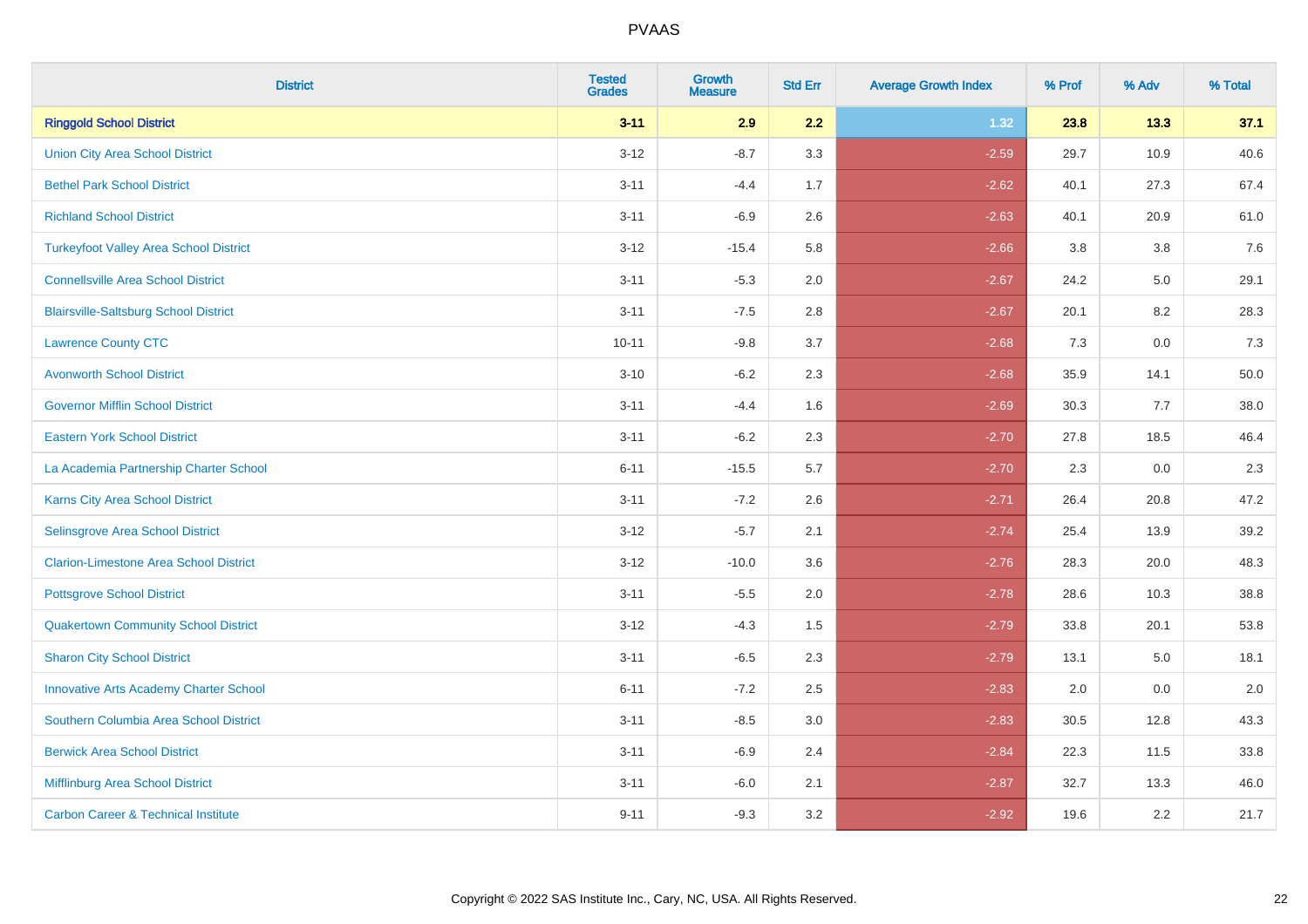# PVAAS

| District | Tested Grades | Growth Measure | Std Err | Average Growth Index | % Prof | % Adv | % Total |
|---|---|---|---|---|---|---|---|
| **Ringgold School District** | **3-11** | **2.9** | **2.2** | **1.32** | **23.8** | **13.3** | **37.1** |
| Union City Area School District | 3-12 | -8.7 | 3.3 | -2.59 | 29.7 | 10.9 | 40.6 |
| Bethel Park School District | 3-11 | -4.4 | 1.7 | -2.62 | 40.1 | 27.3 | 67.4 |
| Richland School District | 3-11 | -6.9 | 2.6 | -2.63 | 40.1 | 20.9 | 61.0 |
| Turkeyfoot Valley Area School District | 3-12 | -15.4 | 5.8 | -2.66 | 3.8 | 3.8 | 7.6 |
| Connellsville Area School District | 3-11 | -5.3 | 2.0 | -2.67 | 24.2 | 5.0 | 29.1 |
| Blairsville-Saltsburg School District | 3-11 | -7.5 | 2.8 | -2.67 | 20.1 | 8.2 | 28.3 |
| Lawrence County CTC | 10-11 | -9.8 | 3.7 | -2.68 | 7.3 | 0.0 | 7.3 |
| Avonworth School District | 3-10 | -6.2 | 2.3 | -2.68 | 35.9 | 14.1 | 50.0 |
| Governor Mifflin School District | 3-11 | -4.4 | 1.6 | -2.69 | 30.3 | 7.7 | 38.0 |
| Eastern York School District | 3-11 | -6.2 | 2.3 | -2.70 | 27.8 | 18.5 | 46.4 |
| La Academia Partnership Charter School | 6-11 | -15.5 | 5.7 | -2.70 | 2.3 | 0.0 | 2.3 |
| Karns City Area School District | 3-11 | -7.2 | 2.6 | -2.71 | 26.4 | 20.8 | 47.2 |
| Selinsgrove Area School District | 3-12 | -5.7 | 2.1 | -2.74 | 25.4 | 13.9 | 39.2 |
| Clarion-Limestone Area School District | 3-12 | -10.0 | 3.6 | -2.76 | 28.3 | 20.0 | 48.3 |
| Pottsgrove School District | 3-11 | -5.5 | 2.0 | -2.78 | 28.6 | 10.3 | 38.8 |
| Quakertown Community School District | 3-12 | -4.3 | 1.5 | -2.79 | 33.8 | 20.1 | 53.8 |
| Sharon City School District | 3-11 | -6.5 | 2.3 | -2.79 | 13.1 | 5.0 | 18.1 |
| Innovative Arts Academy Charter School | 6-11 | -7.2 | 2.5 | -2.83 | 2.0 | 0.0 | 2.0 |
| Southern Columbia Area School District | 3-11 | -8.5 | 3.0 | -2.83 | 30.5 | 12.8 | 43.3 |
| Berwick Area School District | 3-11 | -6.9 | 2.4 | -2.84 | 22.3 | 11.5 | 33.8 |
| Mifflinburg Area School District | 3-11 | -6.0 | 2.1 | -2.87 | 32.7 | 13.3 | 46.0 |
| Carbon Career & Technical Institute | 9-11 | -9.3 | 3.2 | -2.92 | 19.6 | 2.2 | 21.7 |

Copyright © 2022 SAS Institute Inc., Cary, NC, USA. All Rights Reserved.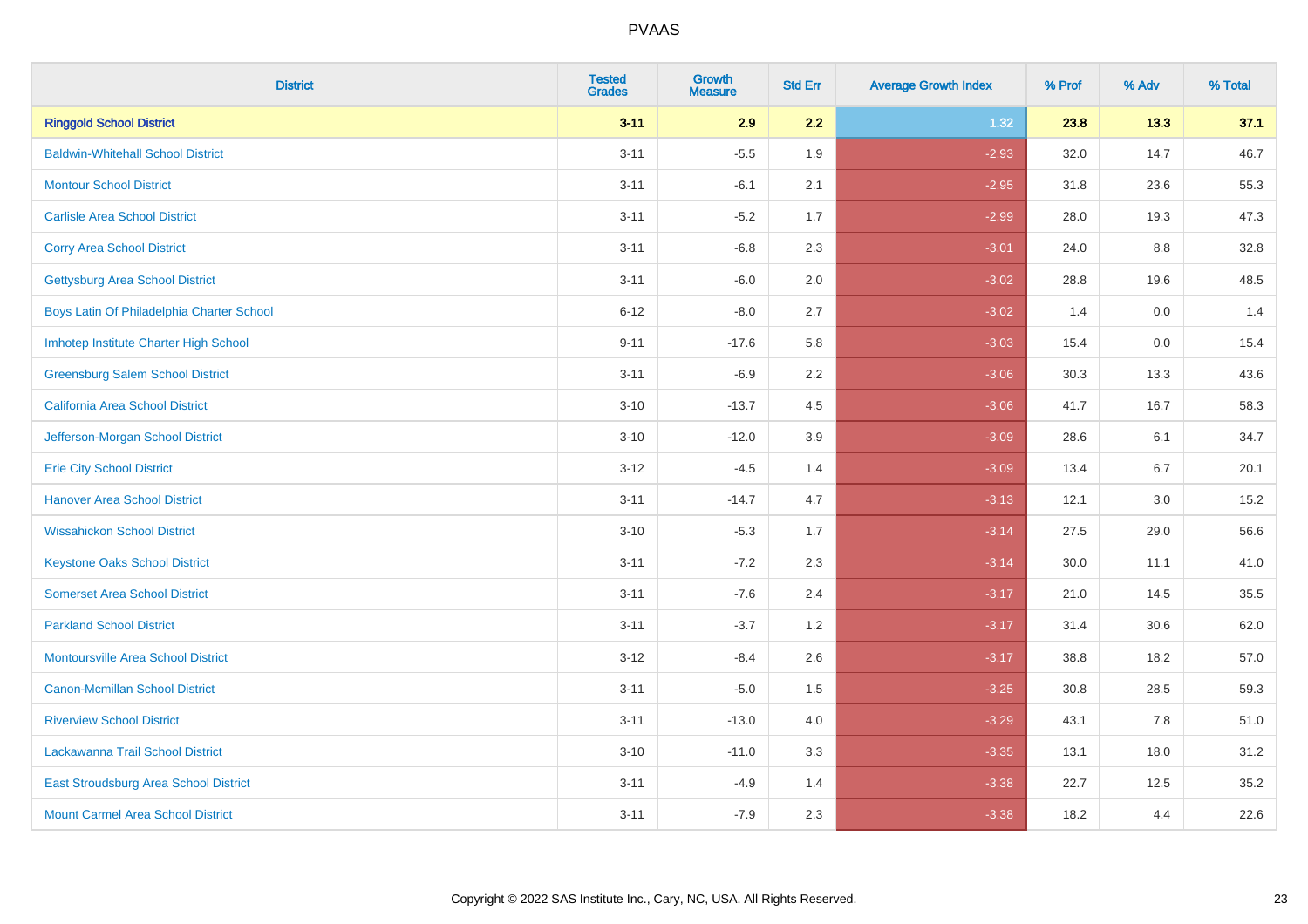| District | Tested Grades | Growth Measure | Std Err | Average Growth Index | % Prof | % Adv | % Total |
|---|---|---|---|---|---|---|---|
| **Ringgold School District** | **3-11** | **2.9** | **2.2** | **1.32** | **23.8** | **13.3** | **37.1** |
| Baldwin-Whitehall School District | 3-11 | -5.5 | 1.9 | -2.93 | 32.0 | 14.7 | 46.7 |
| Montour School District | 3-11 | -6.1 | 2.1 | -2.95 | 31.8 | 23.6 | 55.3 |
| Carlisle Area School District | 3-11 | -5.2 | 1.7 | -2.99 | 28.0 | 19.3 | 47.3 |
| Corry Area School District | 3-11 | -6.8 | 2.3 | -3.01 | 24.0 | 8.8 | 32.8 |
| Gettysburg Area School District | 3-11 | -6.0 | 2.0 | -3.02 | 28.8 | 19.6 | 48.5 |
| Boys Latin Of Philadelphia Charter School | 6-12 | -8.0 | 2.7 | -3.02 | 1.4 | 0.0 | 1.4 |
| Imhotep Institute Charter High School | 9-11 | -17.6 | 5.8 | -3.03 | 15.4 | 0.0 | 15.4 |
| Greensburg Salem School District | 3-11 | -6.9 | 2.2 | -3.06 | 30.3 | 13.3 | 43.6 |
| California Area School District | 3-10 | -13.7 | 4.5 | -3.06 | 41.7 | 16.7 | 58.3 |
| Jefferson-Morgan School District | 3-10 | -12.0 | 3.9 | -3.09 | 28.6 | 6.1 | 34.7 |
| Erie City School District | 3-12 | -4.5 | 1.4 | -3.09 | 13.4 | 6.7 | 20.1 |
| Hanover Area School District | 3-11 | -14.7 | 4.7 | -3.13 | 12.1 | 3.0 | 15.2 |
| Wissahickon School District | 3-10 | -5.3 | 1.7 | -3.14 | 27.5 | 29.0 | 56.6 |
| Keystone Oaks School District | 3-11 | -7.2 | 2.3 | -3.14 | 30.0 | 11.1 | 41.0 |
| Somerset Area School District | 3-11 | -7.6 | 2.4 | -3.17 | 21.0 | 14.5 | 35.5 |
| Parkland School District | 3-11 | -3.7 | 1.2 | -3.17 | 31.4 | 30.6 | 62.0 |
| Montoursville Area School District | 3-12 | -8.4 | 2.6 | -3.17 | 38.8 | 18.2 | 57.0 |
| Canon-Mcmillan School District | 3-11 | -5.0 | 1.5 | -3.25 | 30.8 | 28.5 | 59.3 |
| Riverview School District | 3-11 | -13.0 | 4.0 | -3.29 | 43.1 | 7.8 | 51.0 |
| Lackawanna Trail School District | 3-10 | -11.0 | 3.3 | -3.35 | 13.1 | 18.0 | 31.2 |
| East Stroudsburg Area School District | 3-11 | -4.9 | 1.4 | -3.38 | 22.7 | 12.5 | 35.2 |
| Mount Carmel Area School District | 3-11 | -7.9 | 2.3 | -3.38 | 18.2 | 4.4 | 22.6 |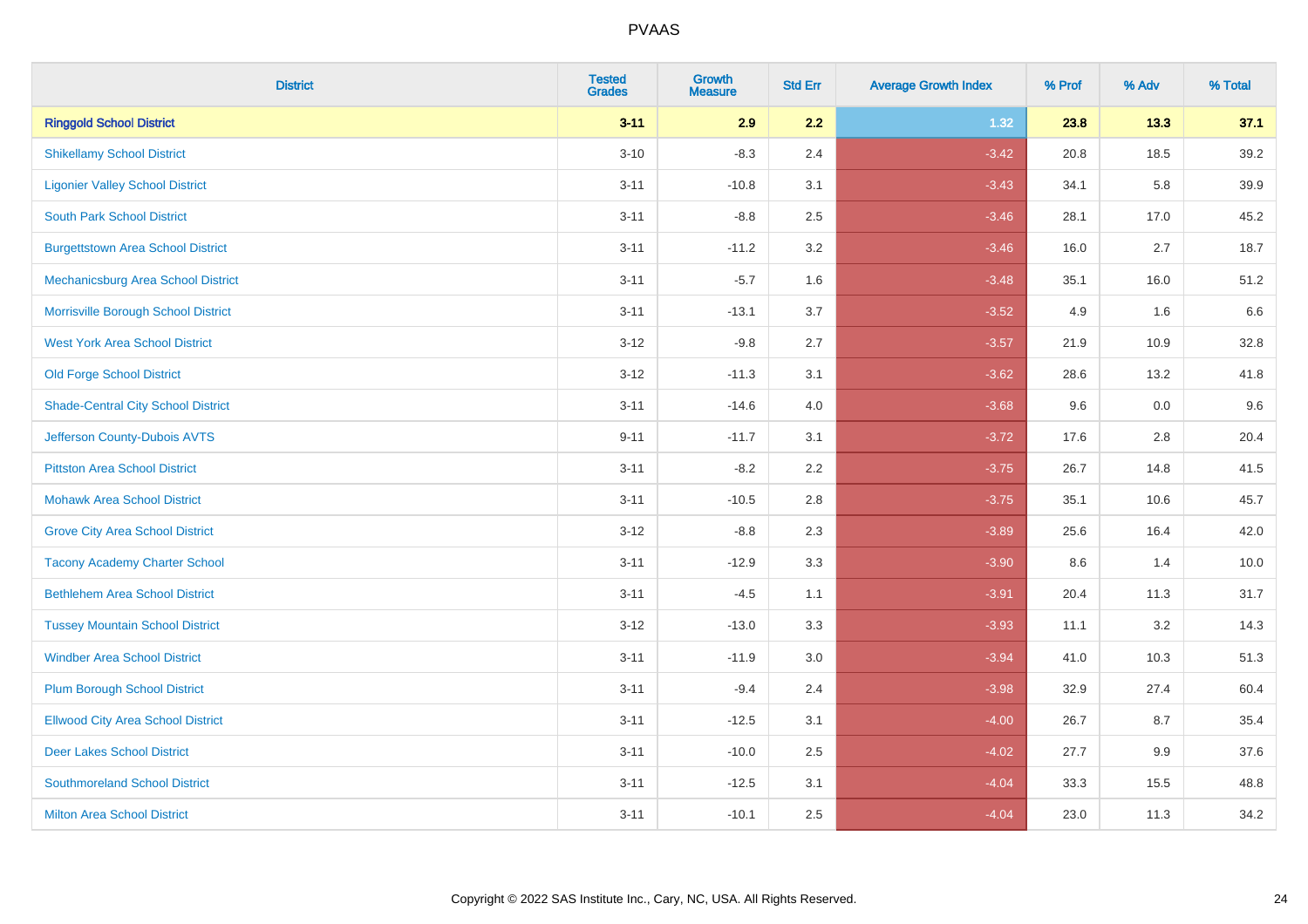| District | Tested Grades | Growth Measure | Std Err | Average Growth Index | % Prof | % Adv | % Total |
|---|---|---|---|---|---|---|---|
| **Ringgold School District** | **3-11** | **2.9** | **2.2** | **1.32** | **23.8** | **13.3** | **37.1** |
| Shikellamy School District | 3-10 | -8.3 | 2.4 | -3.42 | 20.8 | 18.5 | 39.2 |
| Ligonier Valley School District | 3-11 | -10.8 | 3.1 | -3.43 | 34.1 | 5.8 | 39.9 |
| South Park School District | 3-11 | -8.8 | 2.5 | -3.46 | 28.1 | 17.0 | 45.2 |
| Burgettstown Area School District | 3-11 | -11.2 | 3.2 | -3.46 | 16.0 | 2.7 | 18.7 |
| Mechanicsburg Area School District | 3-11 | -5.7 | 1.6 | -3.48 | 35.1 | 16.0 | 51.2 |
| Morrisville Borough School District | 3-11 | -13.1 | 3.7 | -3.52 | 4.9 | 1.6 | 6.6 |
| West York Area School District | 3-12 | -9.8 | 2.7 | -3.57 | 21.9 | 10.9 | 32.8 |
| Old Forge School District | 3-12 | -11.3 | 3.1 | -3.62 | 28.6 | 13.2 | 41.8 |
| Shade-Central City School District | 3-11 | -14.6 | 4.0 | -3.68 | 9.6 | 0.0 | 9.6 |
| Jefferson County-Dubois AVTS | 9-11 | -11.7 | 3.1 | -3.72 | 17.6 | 2.8 | 20.4 |
| Pittston Area School District | 3-11 | -8.2 | 2.2 | -3.75 | 26.7 | 14.8 | 41.5 |
| Mohawk Area School District | 3-11 | -10.5 | 2.8 | -3.75 | 35.1 | 10.6 | 45.7 |
| Grove City Area School District | 3-12 | -8.8 | 2.3 | -3.89 | 25.6 | 16.4 | 42.0 |
| Tacony Academy Charter School | 3-11 | -12.9 | 3.3 | -3.90 | 8.6 | 1.4 | 10.0 |
| Bethlehem Area School District | 3-11 | -4.5 | 1.1 | -3.91 | 20.4 | 11.3 | 31.7 |
| Tussey Mountain School District | 3-12 | -13.0 | 3.3 | -3.93 | 11.1 | 3.2 | 14.3 |
| Windber Area School District | 3-11 | -11.9 | 3.0 | -3.94 | 41.0 | 10.3 | 51.3 |
| Plum Borough School District | 3-11 | -9.4 | 2.4 | -3.98 | 32.9 | 27.4 | 60.4 |
| Ellwood City Area School District | 3-11 | -12.5 | 3.1 | -4.00 | 26.7 | 8.7 | 35.4 |
| Deer Lakes School District | 3-11 | -10.0 | 2.5 | -4.02 | 27.7 | 9.9 | 37.6 |
| Southmoreland School District | 3-11 | -12.5 | 3.1 | -4.04 | 33.3 | 15.5 | 48.8 |
| Milton Area School District | 3-11 | -10.1 | 2.5 | -4.04 | 23.0 | 11.3 | 34.2 |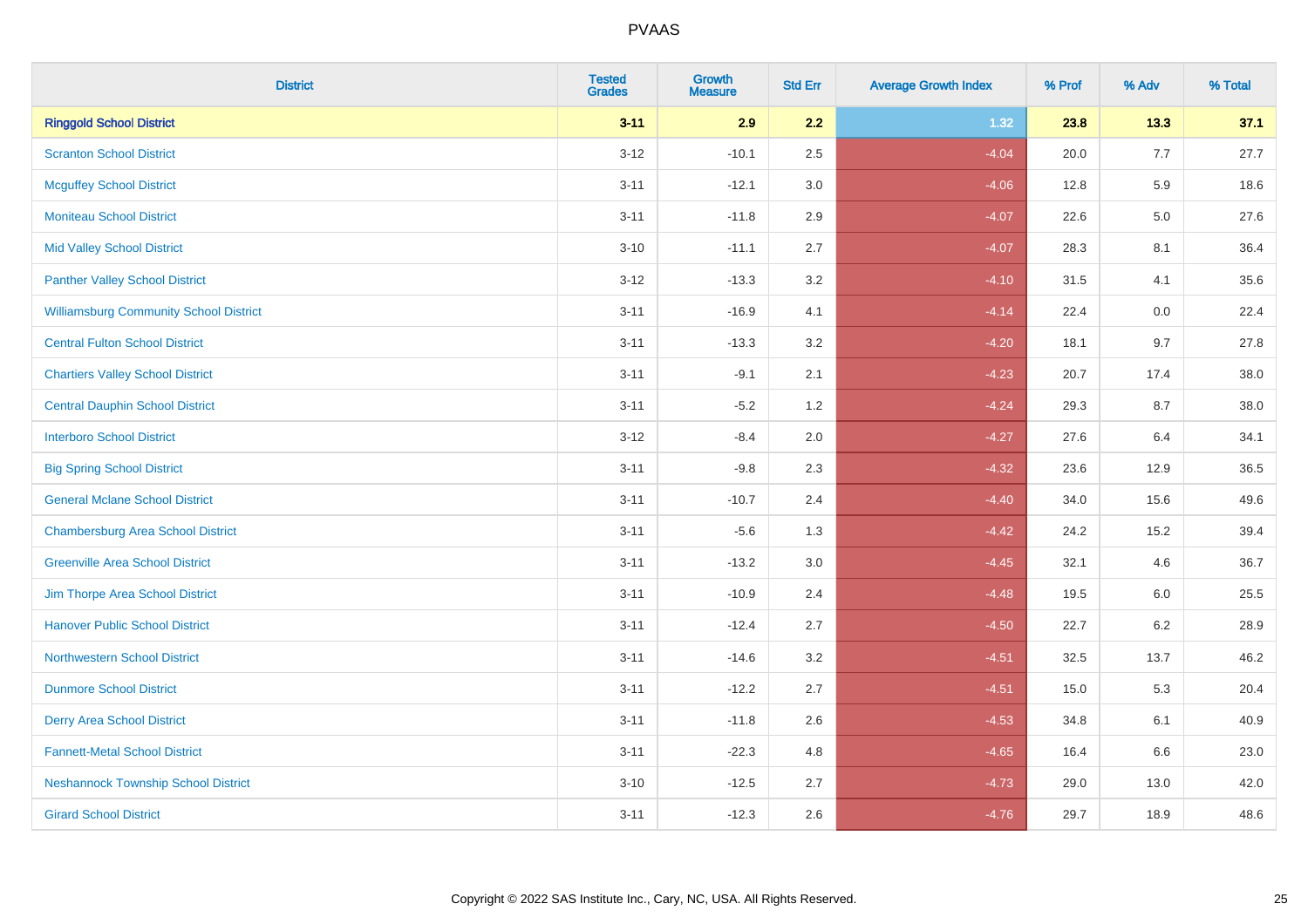PVAAS

| District | Tested Grades | Growth Measure | Std Err | Average Growth Index | % Prof | % Adv | % Total |
|---|---|---|---|---|---|---|---|
| **Ringgold School District** | **3-11** | **2.9** | **2.2** | **1.32** | **23.8** | **13.3** | **37.1** |
| Scranton School District | 3-12 | -10.1 | 2.5 | -4.04 | 20.0 | 7.7 | 27.7 |
| Mcguffey School District | 3-11 | -12.1 | 3.0 | -4.06 | 12.8 | 5.9 | 18.6 |
| Moniteau School District | 3-11 | -11.8 | 2.9 | -4.07 | 22.6 | 5.0 | 27.6 |
| Mid Valley School District | 3-10 | -11.1 | 2.7 | -4.07 | 28.3 | 8.1 | 36.4 |
| Panther Valley School District | 3-12 | -13.3 | 3.2 | -4.10 | 31.5 | 4.1 | 35.6 |
| Williamsburg Community School District | 3-11 | -16.9 | 4.1 | -4.14 | 22.4 | 0.0 | 22.4 |
| Central Fulton School District | 3-11 | -13.3 | 3.2 | -4.20 | 18.1 | 9.7 | 27.8 |
| Chartiers Valley School District | 3-11 | -9.1 | 2.1 | -4.23 | 20.7 | 17.4 | 38.0 |
| Central Dauphin School District | 3-11 | -5.2 | 1.2 | -4.24 | 29.3 | 8.7 | 38.0 |
| Interboro School District | 3-12 | -8.4 | 2.0 | -4.27 | 27.6 | 6.4 | 34.1 |
| Big Spring School District | 3-11 | -9.8 | 2.3 | -4.32 | 23.6 | 12.9 | 36.5 |
| General Mclane School District | 3-11 | -10.7 | 2.4 | -4.40 | 34.0 | 15.6 | 49.6 |
| Chambersburg Area School District | 3-11 | -5.6 | 1.3 | -4.42 | 24.2 | 15.2 | 39.4 |
| Greenville Area School District | 3-11 | -13.2 | 3.0 | -4.45 | 32.1 | 4.6 | 36.7 |
| Jim Thorpe Area School District | 3-11 | -10.9 | 2.4 | -4.48 | 19.5 | 6.0 | 25.5 |
| Hanover Public School District | 3-11 | -12.4 | 2.7 | -4.50 | 22.7 | 6.2 | 28.9 |
| Northwestern School District | 3-11 | -14.6 | 3.2 | -4.51 | 32.5 | 13.7 | 46.2 |
| Dunmore School District | 3-11 | -12.2 | 2.7 | -4.51 | 15.0 | 5.3 | 20.4 |
| Derry Area School District | 3-11 | -11.8 | 2.6 | -4.53 | 34.8 | 6.1 | 40.9 |
| Fannett-Metal School District | 3-11 | -22.3 | 4.8 | -4.65 | 16.4 | 6.6 | 23.0 |
| Neshannock Township School District | 3-10 | -12.5 | 2.7 | -4.73 | 29.0 | 13.0 | 42.0 |
| Girard School District | 3-11 | -12.3 | 2.6 | -4.76 | 29.7 | 18.9 | 48.6 |

Copyright © 2022 SAS Institute Inc., Cary, NC, USA. All Rights Reserved.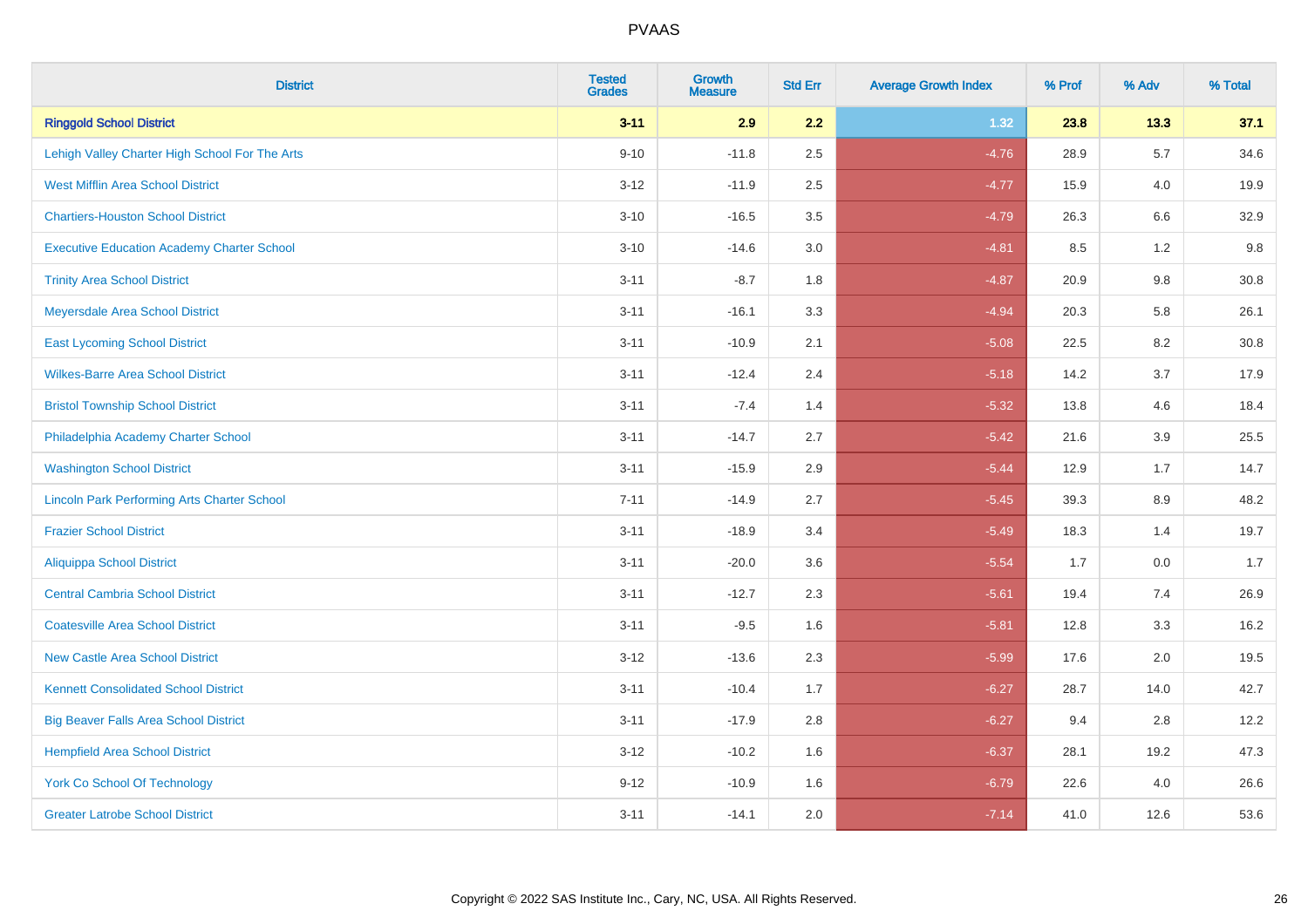# PVAAS

| District | Tested Grades | Growth Measure | Std Err | Average Growth Index | % Prof | % Adv | % Total |
|---|---|---|---|---|---|---|---|
| **Ringgold School District** | **3-11** | **2.9** | **2.2** | **1.32** | **23.8** | **13.3** | **37.1** |
| Lehigh Valley Charter High School For The Arts | 9-10 | -11.8 | 2.5 | -4.76 | 28.9 | 5.7 | 34.6 |
| West Mifflin Area School District | 3-12 | -11.9 | 2.5 | -4.77 | 15.9 | 4.0 | 19.9 |
| Chartiers-Houston School District | 3-10 | -16.5 | 3.5 | -4.79 | 26.3 | 6.6 | 32.9 |
| Executive Education Academy Charter School | 3-10 | -14.6 | 3.0 | -4.81 | 8.5 | 1.2 | 9.8 |
| Trinity Area School District | 3-11 | -8.7 | 1.8 | -4.87 | 20.9 | 9.8 | 30.8 |
| Meyersdale Area School District | 3-11 | -16.1 | 3.3 | -4.94 | 20.3 | 5.8 | 26.1 |
| East Lycoming School District | 3-11 | -10.9 | 2.1 | -5.08 | 22.5 | 8.2 | 30.8 |
| Wilkes-Barre Area School District | 3-11 | -12.4 | 2.4 | -5.18 | 14.2 | 3.7 | 17.9 |
| Bristol Township School District | 3-11 | -7.4 | 1.4 | -5.32 | 13.8 | 4.6 | 18.4 |
| Philadelphia Academy Charter School | 3-11 | -14.7 | 2.7 | -5.42 | 21.6 | 3.9 | 25.5 |
| Washington School District | 3-11 | -15.9 | 2.9 | -5.44 | 12.9 | 1.7 | 14.7 |
| Lincoln Park Performing Arts Charter School | 7-11 | -14.9 | 2.7 | -5.45 | 39.3 | 8.9 | 48.2 |
| Frazier School District | 3-11 | -18.9 | 3.4 | -5.49 | 18.3 | 1.4 | 19.7 |
| Aliquippa School District | 3-11 | -20.0 | 3.6 | -5.54 | 1.7 | 0.0 | 1.7 |
| Central Cambria School District | 3-11 | -12.7 | 2.3 | -5.61 | 19.4 | 7.4 | 26.9 |
| Coatesville Area School District | 3-11 | -9.5 | 1.6 | -5.81 | 12.8 | 3.3 | 16.2 |
| New Castle Area School District | 3-12 | -13.6 | 2.3 | -5.99 | 17.6 | 2.0 | 19.5 |
| Kennett Consolidated School District | 3-11 | -10.4 | 1.7 | -6.27 | 28.7 | 14.0 | 42.7 |
| Big Beaver Falls Area School District | 3-11 | -17.9 | 2.8 | -6.27 | 9.4 | 2.8 | 12.2 |
| Hempfield Area School District | 3-12 | -10.2 | 1.6 | -6.37 | 28.1 | 19.2 | 47.3 |
| York Co School Of Technology | 9-12 | -10.9 | 1.6 | -6.79 | 22.6 | 4.0 | 26.6 |
| Greater Latrobe School District | 3-11 | -14.1 | 2.0 | -7.14 | 41.0 | 12.6 | 53.6 |

Copyright © 2022 SAS Institute Inc., Cary, NC, USA. All Rights Reserved.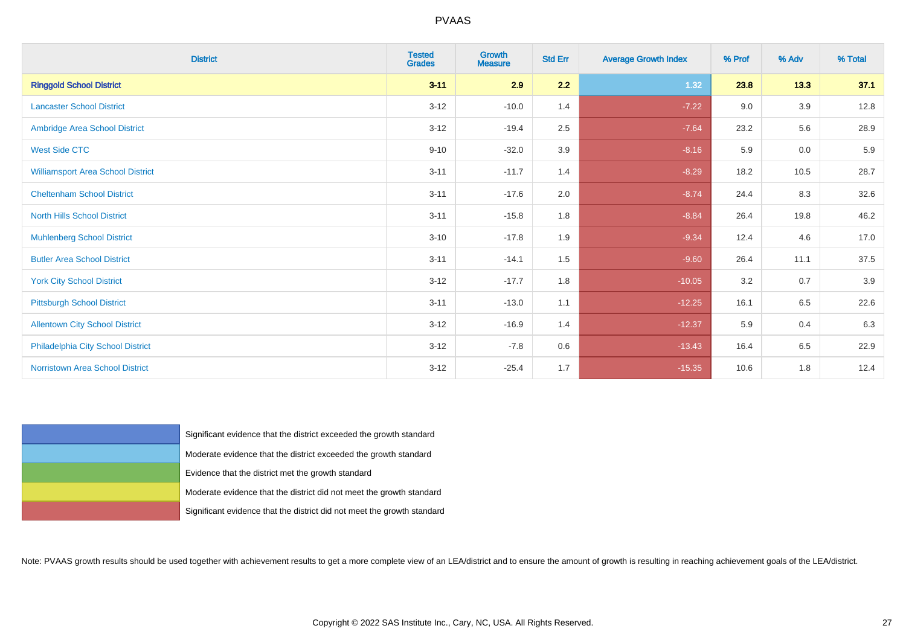PVAAS

| District | Tested Grades | Growth Measure | Std Err | Average Growth Index | % Prof | % Adv | % Total |
|---|---|---|---|---|---|---|---|
| **Ringgold School District** | **3-11** | **2.9** | **2.2** | **1.32** | **23.8** | **13.3** | **37.1** |
| Lancaster School District | 3-12 | -10.0 | 1.4 | -7.22 | 9.0 | 3.9 | 12.8 |
| Ambridge Area School District | 3-12 | -19.4 | 2.5 | -7.64 | 23.2 | 5.6 | 28.9 |
| West Side CTC | 9-10 | -32.0 | 3.9 | -8.16 | 5.9 | 0.0 | 5.9 |
| Williamsport Area School District | 3-11 | -11.7 | 1.4 | -8.29 | 18.2 | 10.5 | 28.7 |
| Cheltenham School District | 3-11 | -17.6 | 2.0 | -8.74 | 24.4 | 8.3 | 32.6 |
| North Hills School District | 3-11 | -15.8 | 1.8 | -8.84 | 26.4 | 19.8 | 46.2 |
| Muhlenberg School District | 3-10 | -17.8 | 1.9 | -9.34 | 12.4 | 4.6 | 17.0 |
| Butler Area School District | 3-11 | -14.1 | 1.5 | -9.60 | 26.4 | 11.1 | 37.5 |
| York City School District | 3-12 | -17.7 | 1.8 | -10.05 | 3.2 | 0.7 | 3.9 |
| Pittsburgh School District | 3-11 | -13.0 | 1.1 | -12.25 | 16.1 | 6.5 | 22.6 |
| Allentown City School District | 3-12 | -16.9 | 1.4 | -12.37 | 5.9 | 0.4 | 6.3 |
| Philadelphia City School District | 3-12 | -7.8 | 0.6 | -13.43 | 16.4 | 6.5 | 22.9 |
| Norristown Area School District | 3-12 | -25.4 | 1.7 | -15.35 | 10.6 | 1.8 | 12.4 |

Significant evidence that the district exceeded the growth standard

Moderate evidence that the district exceeded the growth standard

Evidence that the district met the growth standard

Moderate evidence that the district did not meet the growth standard

Significant evidence that the district did not meet the growth standard

Note: PVAAS growth results should be used together with achievement results to get a more complete view of an LEA/district and to ensure the amount of growth is resulting in reaching achievement goals of the LEA/district.

Copyright © 2022 SAS Institute Inc., Cary, NC, USA. All Rights Reserved.